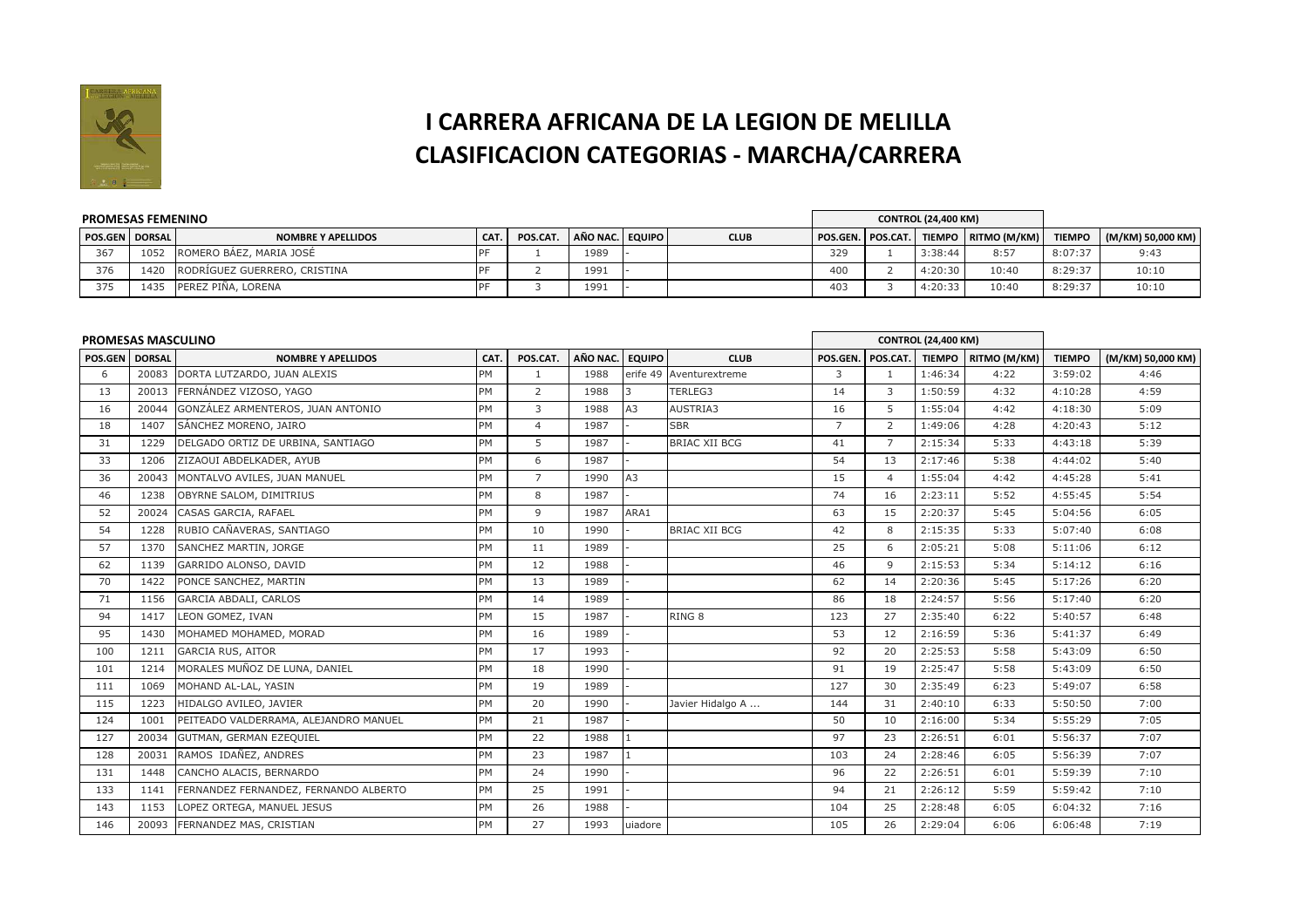# I CARRERA AFRICANA DE LA LEGION DE MELILLA
# CLASIFICACION CATEGORIAS - MARCHA/CARRERA

## PROMESAS FEMENINO

| POS.GEN | DORSAL | NOMBRE Y APELLIDOS | CAT. | POS.CAT. | AÑO NAC. | EQUIPO | CLUB | CONTROL (24,400 KM) POS.GEN. | POS.CAT. | TIEMPO | RITMO (M/KM) | TIEMPO | (M/KM) 50,000 KM) |
|---|---|---|---|---|---|---|---|---|---|---|---|---|---|
| 367 | 1052 | ROMERO BÁEZ, MARIA JOSÉ | PF | 1 | 1989 | - | | 329 | 1 | 3:38:44 | 8:57 | 8:07:37 | 9:43 |
| 376 | 1420 | RODRÍGUEZ GUERRERO, CRISTINA | PF | 2 | 1991 | - | | 400 | 2 | 4:20:30 | 10:40 | 8:29:37 | 10:10 |
| 375 | 1435 | PEREZ PIÑA, LORENA | PF | 3 | 1991 | - | | 403 | 3 | 4:20:33 | 10:40 | 8:29:37 | 10:10 |

## PROMESAS MASCULINO

| POS.GEN | DORSAL | NOMBRE Y APELLIDOS | CAT. | POS.CAT. | AÑO NAC. | EQUIPO | CLUB | CONTROL (24,400 KM) POS.GEN. | POS.CAT. | TIEMPO | RITMO (M/KM) | TIEMPO | (M/KM) 50,000 KM) |
|---|---|---|---|---|---|---|---|---|---|---|---|---|---|
| 6 | 20083 | DORTA LUTZARDO, JUAN ALEXIS | PM | 1 | 1988 | erife 49 | Aventurextreme | 3 | 1 | 1:46:34 | 4:22 | 3:59:02 | 4:46 |
| 13 | 20013 | FERNÁNDEZ VIZOSO, YAGO | PM | 2 | 1988 | 3 | TERLEG3 | 14 | 3 | 1:50:59 | 4:32 | 4:10:28 | 4:59 |
| 16 | 20044 | GONZÁLEZ ARMENTEROS, JUAN ANTONIO | PM | 3 | 1988 | A3 | AUSTRIA3 | 16 | 5 | 1:55:04 | 4:42 | 4:18:30 | 5:09 |
| 18 | 1407 | SÁNCHEZ MORENO, JAIRO | PM | 4 | 1987 | - | SBR | 7 | 2 | 1:49:06 | 4:28 | 4:20:43 | 5:12 |
| 31 | 1229 | DELGADO ORTIZ DE URBINA, SANTIAGO | PM | 5 | 1987 | - | BRIAC XII BCG | 41 | 7 | 2:15:34 | 5:33 | 4:43:18 | 5:39 |
| 33 | 1206 | ZIZAOUI ABDELKADER, AYUB | PM | 6 | 1987 | - | | 54 | 13 | 2:17:46 | 5:38 | 4:44:02 | 5:40 |
| 36 | 20043 | MONTALVO AVILES, JUAN MANUEL | PM | 7 | 1990 | A3 | | 15 | 4 | 1:55:04 | 4:42 | 4:45:28 | 5:41 |
| 46 | 1238 | OBYRNE SALOM, DIMITRIUS | PM | 8 | 1987 | - | | 74 | 16 | 2:23:11 | 5:52 | 4:55:45 | 5:54 |
| 52 | 20024 | CASAS GARCIA, RAFAEL | PM | 9 | 1987 | ARA1 | | 63 | 15 | 2:20:37 | 5:45 | 5:04:56 | 6:05 |
| 54 | 1228 | RUBIO CAÑAVERAS, SANTIAGO | PM | 10 | 1990 | - | BRIAC XII BCG | 42 | 8 | 2:15:35 | 5:33 | 5:07:40 | 6:08 |
| 57 | 1370 | SANCHEZ MARTIN, JORGE | PM | 11 | 1989 | - | | 25 | 6 | 2:05:21 | 5:08 | 5:11:06 | 6:12 |
| 62 | 1139 | GARRIDO ALONSO, DAVID | PM | 12 | 1988 | - | | 46 | 9 | 2:15:53 | 5:34 | 5:14:12 | 6:16 |
| 70 | 1422 | PONCE SANCHEZ, MARTIN | PM | 13 | 1989 | - | | 62 | 14 | 2:20:36 | 5:45 | 5:17:26 | 6:20 |
| 71 | 1156 | GARCIA ABDALI, CARLOS | PM | 14 | 1989 | - | | 86 | 18 | 2:24:57 | 5:56 | 5:17:40 | 6:20 |
| 94 | 1417 | LEON GOMEZ, IVAN | PM | 15 | 1987 | - | RING 8 | 123 | 27 | 2:35:40 | 6:22 | 5:40:57 | 6:48 |
| 95 | 1430 | MOHAMED MOHAMED, MORAD | PM | 16 | 1989 | - | | 53 | 12 | 2:16:59 | 5:36 | 5:41:37 | 6:49 |
| 100 | 1211 | GARCIA RUS, AITOR | PM | 17 | 1993 | - | | 92 | 20 | 2:25:53 | 5:58 | 5:43:09 | 6:50 |
| 101 | 1214 | MORALES MUÑOZ DE LUNA, DANIEL | PM | 18 | 1990 | - | | 91 | 19 | 2:25:47 | 5:58 | 5:43:09 | 6:50 |
| 111 | 1069 | MOHAND AL-LAL, YASIN | PM | 19 | 1989 | - | | 127 | 30 | 2:35:49 | 6:23 | 5:49:07 | 6:58 |
| 115 | 1223 | HIDALGO AVILEO, JAVIER | PM | 20 | 1990 | - | Javier Hidalgo A ... | 144 | 31 | 2:40:10 | 6:33 | 5:50:50 | 7:00 |
| 124 | 1001 | PEITEADO VALDERRAMA, ALEJANDRO MANUEL | PM | 21 | 1987 | - | | 50 | 10 | 2:16:00 | 5:34 | 5:55:29 | 7:05 |
| 127 | 20034 | GUTMAN, GERMAN EZEQUIEL | PM | 22 | 1988 | 1 | | 97 | 23 | 2:26:51 | 6:01 | 5:56:37 | 7:07 |
| 128 | 20031 | RAMOS IDAÑEZ, ANDRES | PM | 23 | 1987 | 1 | | 103 | 24 | 2:28:46 | 6:05 | 5:56:39 | 7:07 |
| 131 | 1448 | CANCHO ALACIS, BERNARDO | PM | 24 | 1990 | - | | 96 | 22 | 2:26:51 | 6:01 | 5:59:39 | 7:10 |
| 133 | 1141 | FERNANDEZ FERNANDEZ, FERNANDO ALBERTO | PM | 25 | 1991 | - | | 94 | 21 | 2:26:12 | 5:59 | 5:59:42 | 7:10 |
| 143 | 1153 | LOPEZ ORTEGA, MANUEL JESUS | PM | 26 | 1988 | - | | 104 | 25 | 2:28:48 | 6:05 | 6:04:32 | 7:16 |
| 146 | 20093 | FERNANDEZ MAS, CRISTIAN | PM | 27 | 1993 | uiadore | | 105 | 26 | 2:29:04 | 6:06 | 6:06:48 | 7:19 |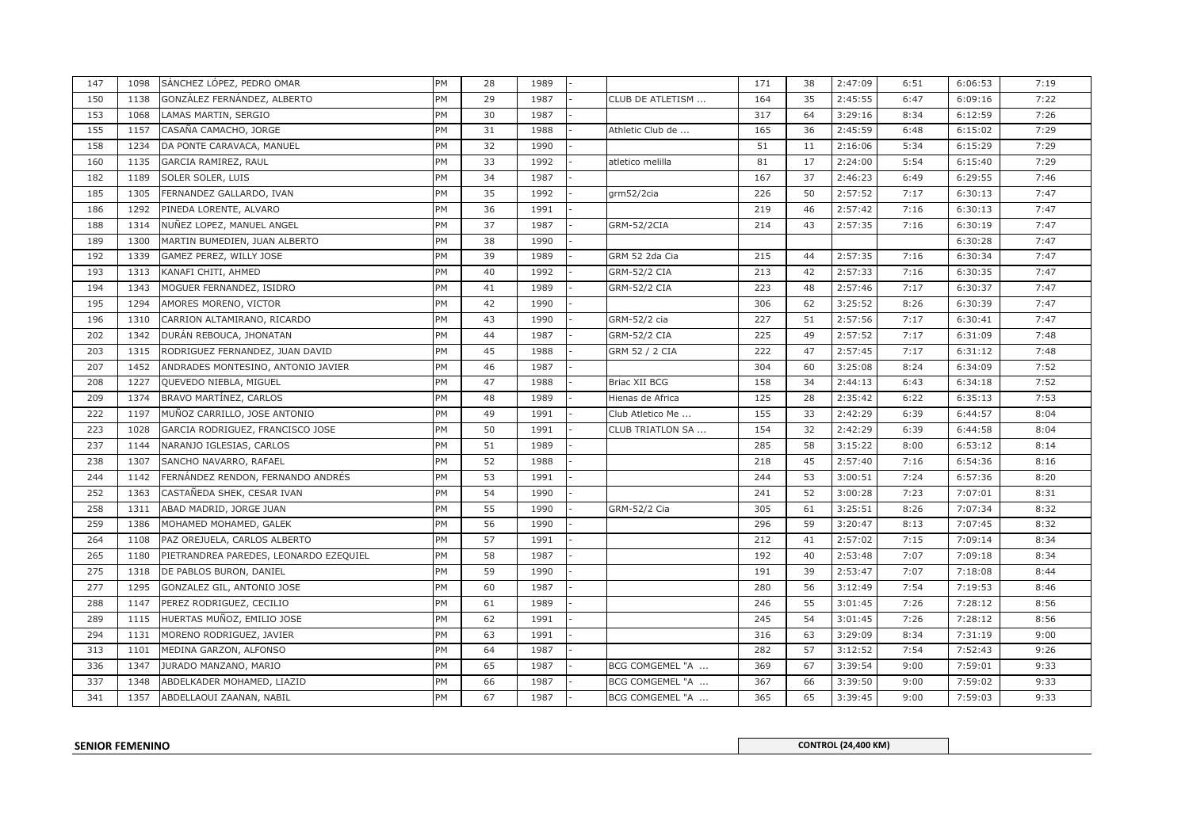| | | | | | | | | | | | | | |
|---|---|---|---|---|---|---|---|---|---|---|---|---|---|
| 147 | 1098 | SÁNCHEZ LÓPEZ, PEDRO OMAR | PM | 28 | 1989 | - | | 171 | 38 | 2:47:09 | 6:51 | 6:06:53 | 7:19 |
| 150 | 1138 | GONZÁLEZ FERNÁNDEZ, ALBERTO | PM | 29 | 1987 | - | CLUB DE ATLETISM ... | 164 | 35 | 2:45:55 | 6:47 | 6:09:16 | 7:22 |
| 153 | 1068 | LAMAS MARTIN, SERGIO | PM | 30 | 1987 | - | | 317 | 64 | 3:29:16 | 8:34 | 6:12:59 | 7:26 |
| 155 | 1157 | CASAÑA CAMACHO, JORGE | PM | 31 | 1988 | - | Athletic Club de ... | 165 | 36 | 2:45:59 | 6:48 | 6:15:02 | 7:29 |
| 158 | 1234 | DA PONTE CARAVACA, MANUEL | PM | 32 | 1990 | - | | 51 | 11 | 2:16:06 | 5:34 | 6:15:29 | 7:29 |
| 160 | 1135 | GARCIA RAMIREZ, RAUL | PM | 33 | 1992 | - | atletico melilla | 81 | 17 | 2:24:00 | 5:54 | 6:15:40 | 7:29 |
| 182 | 1189 | SOLER SOLER, LUIS | PM | 34 | 1987 | - | | 167 | 37 | 2:46:23 | 6:49 | 6:29:55 | 7:46 |
| 185 | 1305 | FERNANDEZ GALLARDO, IVAN | PM | 35 | 1992 | - | grm52/2cia | 226 | 50 | 2:57:52 | 7:17 | 6:30:13 | 7:47 |
| 186 | 1292 | PINEDA LORENTE, ALVARO | PM | 36 | 1991 | - | | 219 | 46 | 2:57:42 | 7:16 | 6:30:13 | 7:47 |
| 188 | 1314 | NUÑEZ LOPEZ, MANUEL ANGEL | PM | 37 | 1987 | - | GRM-52/2CIA | 214 | 43 | 2:57:35 | 7:16 | 6:30:19 | 7:47 |
| 189 | 1300 | MARTIN BUMEDIEN, JUAN ALBERTO | PM | 38 | 1990 | - | | | | | | 6:30:28 | 7:47 |
| 192 | 1339 | GAMEZ PEREZ, WILLY JOSE | PM | 39 | 1989 | - | GRM 52 2da Cia | 215 | 44 | 2:57:35 | 7:16 | 6:30:34 | 7:47 |
| 193 | 1313 | KANAFI CHITI, AHMED | PM | 40 | 1992 | - | GRM-52/2 CIA | 213 | 42 | 2:57:33 | 7:16 | 6:30:35 | 7:47 |
| 194 | 1343 | MOGUER FERNANDEZ, ISIDRO | PM | 41 | 1989 | - | GRM-52/2 CIA | 223 | 48 | 2:57:46 | 7:17 | 6:30:37 | 7:47 |
| 195 | 1294 | AMORES MORENO, VICTOR | PM | 42 | 1990 | - | | 306 | 62 | 3:25:52 | 8:26 | 6:30:39 | 7:47 |
| 196 | 1310 | CARRION ALTAMIRANO, RICARDO | PM | 43 | 1990 | - | GRM-52/2 cia | 227 | 51 | 2:57:56 | 7:17 | 6:30:41 | 7:47 |
| 202 | 1342 | DURÁN REBOUCA, JHONATAN | PM | 44 | 1987 | - | GRM-52/2 CIA | 225 | 49 | 2:57:52 | 7:17 | 6:31:09 | 7:48 |
| 203 | 1315 | RODRIGUEZ FERNANDEZ, JUAN DAVID | PM | 45 | 1988 | - | GRM 52 / 2 CIA | 222 | 47 | 2:57:45 | 7:17 | 6:31:12 | 7:48 |
| 207 | 1452 | ANDRADES MONTESINO, ANTONIO JAVIER | PM | 46 | 1987 | - | | 304 | 60 | 3:25:08 | 8:24 | 6:34:09 | 7:52 |
| 208 | 1227 | QUEVEDO NIEBLA, MIGUEL | PM | 47 | 1988 | - | Briac XII BCG | 158 | 34 | 2:44:13 | 6:43 | 6:34:18 | 7:52 |
| 209 | 1374 | BRAVO MARTÍNEZ, CARLOS | PM | 48 | 1989 | - | Hienas de Africa | 125 | 28 | 2:35:42 | 6:22 | 6:35:13 | 7:53 |
| 222 | 1197 | MUÑOZ CARRILLO, JOSE ANTONIO | PM | 49 | 1991 | - | Club Atletico Me ... | 155 | 33 | 2:42:29 | 6:39 | 6:44:57 | 8:04 |
| 223 | 1028 | GARCIA RODRIGUEZ, FRANCISCO JOSE | PM | 50 | 1991 | - | CLUB TRIATLON SA ... | 154 | 32 | 2:42:29 | 6:39 | 6:44:58 | 8:04 |
| 237 | 1144 | NARANJO IGLESIAS, CARLOS | PM | 51 | 1989 | - | | 285 | 58 | 3:15:22 | 8:00 | 6:53:12 | 8:14 |
| 238 | 1307 | SANCHO NAVARRO, RAFAEL | PM | 52 | 1988 | - | | 218 | 45 | 2:57:40 | 7:16 | 6:54:36 | 8:16 |
| 244 | 1142 | FERNÁNDEZ RENDON, FERNANDO ANDRÉS | PM | 53 | 1991 | - | | 244 | 53 | 3:00:51 | 7:24 | 6:57:36 | 8:20 |
| 252 | 1363 | CASTAÑEDA SHEK, CESAR IVAN | PM | 54 | 1990 | - | | 241 | 52 | 3:00:28 | 7:23 | 7:07:01 | 8:31 |
| 258 | 1311 | ABAD MADRID, JORGE JUAN | PM | 55 | 1990 | - | GRM-52/2 Cia | 305 | 61 | 3:25:51 | 8:26 | 7:07:34 | 8:32 |
| 259 | 1386 | MOHAMED MOHAMED, GALEK | PM | 56 | 1990 | - | | 296 | 59 | 3:20:47 | 8:13 | 7:07:45 | 8:32 |
| 264 | 1108 | PAZ OREJUELA, CARLOS ALBERTO | PM | 57 | 1991 | - | | 212 | 41 | 2:57:02 | 7:15 | 7:09:14 | 8:34 |
| 265 | 1180 | PIETRANDREA PAREDES, LEONARDO EZEQUIEL | PM | 58 | 1987 | - | | 192 | 40 | 2:53:48 | 7:07 | 7:09:18 | 8:34 |
| 275 | 1318 | DE PABLOS BURON, DANIEL | PM | 59 | 1990 | - | | 191 | 39 | 2:53:47 | 7:07 | 7:18:08 | 8:44 |
| 277 | 1295 | GONZALEZ GIL, ANTONIO JOSE | PM | 60 | 1987 | - | | 280 | 56 | 3:12:49 | 7:54 | 7:19:53 | 8:46 |
| 288 | 1147 | PEREZ RODRIGUEZ, CECILIO | PM | 61 | 1989 | - | | 246 | 55 | 3:01:45 | 7:26 | 7:28:12 | 8:56 |
| 289 | 1115 | HUERTAS MUÑOZ, EMILIO JOSE | PM | 62 | 1991 | - | | 245 | 54 | 3:01:45 | 7:26 | 7:28:12 | 8:56 |
| 294 | 1131 | MORENO RODRIGUEZ, JAVIER | PM | 63 | 1991 | - | | 316 | 63 | 3:29:09 | 8:34 | 7:31:19 | 9:00 |
| 313 | 1101 | MEDINA GARZON, ALFONSO | PM | 64 | 1987 | - | | 282 | 57 | 3:12:52 | 7:54 | 7:52:43 | 9:26 |
| 336 | 1347 | JURADO MANZANO, MARIO | PM | 65 | 1987 | - | BCG COMGEMEL "A ... | 369 | 67 | 3:39:54 | 9:00 | 7:59:01 | 9:33 |
| 337 | 1348 | ABDELKADER MOHAMED, LIAZID | PM | 66 | 1987 | - | BCG COMGEMEL "A ... | 367 | 66 | 3:39:50 | 9:00 | 7:59:02 | 9:33 |
| 341 | 1357 | ABDELLAOUI ZAANAN, NABIL | PM | 67 | 1987 | - | BCG COMGEMEL "A ... | 365 | 65 | 3:39:45 | 9:00 | 7:59:03 | 9:33 |

**SENIOR FEMENINO**

**CONTROL (24,400 KM)**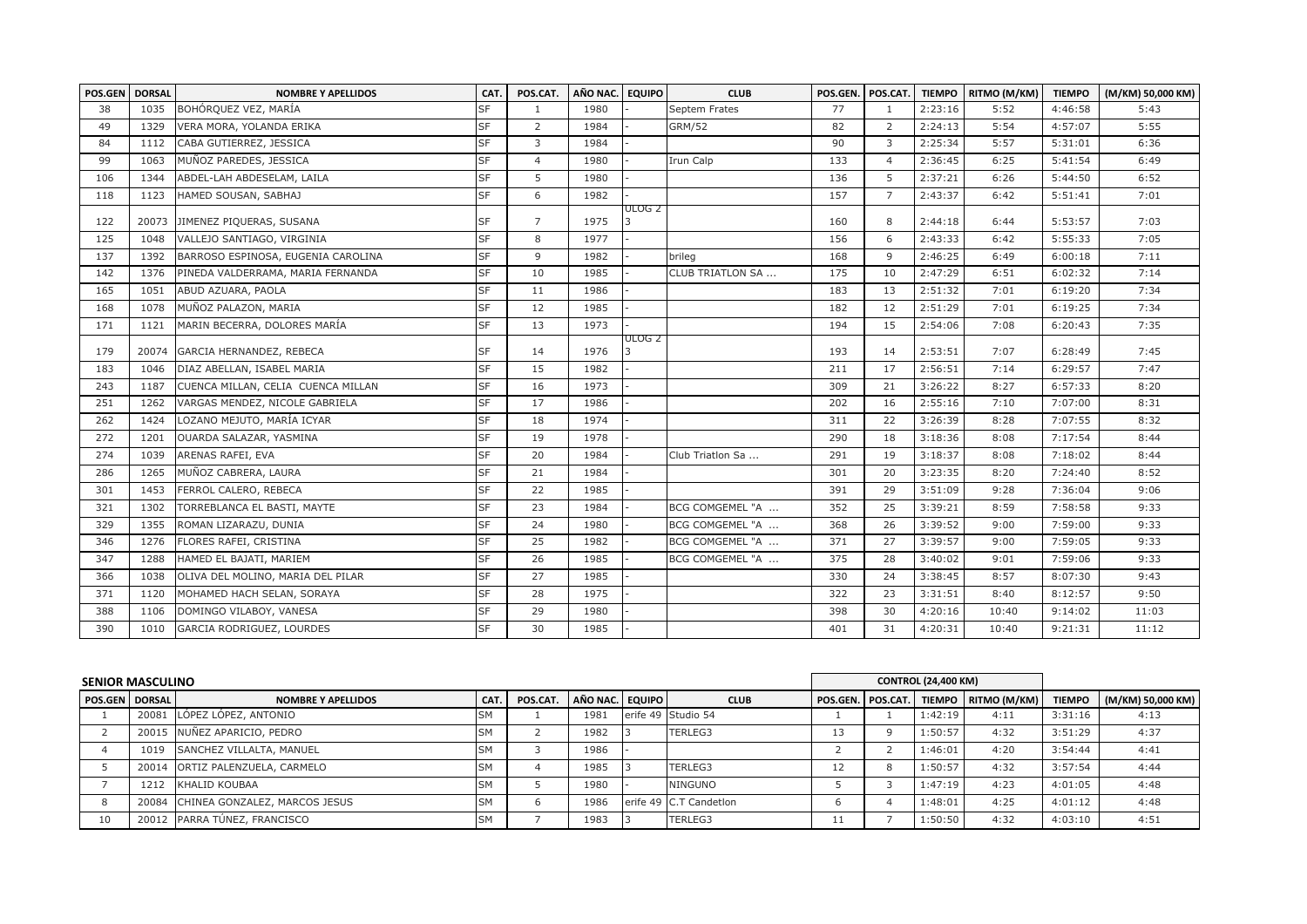| POS.GEN | DORSAL | NOMBRE Y APELLIDOS | CAT. | POS.CAT. | AÑO NAC. | EQUIPO | CLUB | POS.GEN. | POS.CAT. | TIEMPO | RITMO (M/KM) | TIEMPO | (M/KM) 50,000 KM) |
|---|---|---|---|---|---|---|---|---|---|---|---|---|---|
| 38 | 1035 | BOHÓRQUEZ VEZ, MARÍA | SF | 1 | 1980 | - | Septem Frates | 77 | 1 | 2:23:16 | 5:52 | 4:46:58 | 5:43 |
| 49 | 1329 | VERA MORA, YOLANDA ERIKA | SF | 2 | 1984 | - | GRM/52 | 82 | 2 | 2:24:13 | 5:54 | 4:57:07 | 5:55 |
| 84 | 1112 | CABA GUTIERREZ, JESSICA | SF | 3 | 1984 | - | | 90 | 3 | 2:25:34 | 5:57 | 5:31:01 | 6:36 |
| 99 | 1063 | MUÑOZ PAREDES, JESSICA | SF | 4 | 1980 | - | Irun Calp | 133 | 4 | 2:36:45 | 6:25 | 5:41:54 | 6:49 |
| 106 | 1344 | ABDEL-LAH ABDESELAM, LAILA | SF | 5 | 1980 | - | | 136 | 5 | 2:37:21 | 6:26 | 5:44:50 | 6:52 |
| 118 | 1123 | HAMED SOUSAN, SABHAJ | SF | 6 | 1982 | - | | 157 | 7 | 2:43:37 | 6:42 | 5:51:41 | 7:01 |
| 122 | 20073 | JIMENEZ PIQUERAS, SUSANA | SF | 7 | 1975 | ULOG 2 3 | | 160 | 8 | 2:44:18 | 6:44 | 5:53:57 | 7:03 |
| 125 | 1048 | VALLEJO SANTIAGO, VIRGINIA | SF | 8 | 1977 | - | | 156 | 6 | 2:43:33 | 6:42 | 5:55:33 | 7:05 |
| 137 | 1392 | BARROSO ESPINOSA, EUGENIA CAROLINA | SF | 9 | 1982 | - | brileg | 168 | 9 | 2:46:25 | 6:49 | 6:00:18 | 7:11 |
| 142 | 1376 | PINEDA VALDERRAMA, MARIA FERNANDA | SF | 10 | 1985 | - | CLUB TRIATLON SA ... | 175 | 10 | 2:47:29 | 6:51 | 6:02:32 | 7:14 |
| 165 | 1051 | ABUD AZUARA, PAOLA | SF | 11 | 1986 | - | | 183 | 13 | 2:51:32 | 7:01 | 6:19:20 | 7:34 |
| 168 | 1078 | MUÑOZ PALAZON, MARIA | SF | 12 | 1985 | - | | 182 | 12 | 2:51:29 | 7:01 | 6:19:25 | 7:34 |
| 171 | 1121 | MARIN BECERRA, DOLORES MARÍA | SF | 13 | 1973 | - | | 194 | 15 | 2:54:06 | 7:08 | 6:20:43 | 7:35 |
| 179 | 20074 | GARCIA HERNANDEZ, REBECA | SF | 14 | 1976 | ULOG 2 3 | | 193 | 14 | 2:53:51 | 7:07 | 6:28:49 | 7:45 |
| 183 | 1046 | DIAZ ABELLAN, ISABEL MARIA | SF | 15 | 1982 | - | | 211 | 17 | 2:56:51 | 7:14 | 6:29:57 | 7:47 |
| 243 | 1187 | CUENCA MILLAN, CELIA CUENCA MILLAN | SF | 16 | 1973 | - | | 309 | 21 | 3:26:22 | 8:27 | 6:57:33 | 8:20 |
| 251 | 1262 | VARGAS MENDEZ, NICOLE GABRIELA | SF | 17 | 1986 | - | | 202 | 16 | 2:55:16 | 7:10 | 7:07:00 | 8:31 |
| 262 | 1424 | LOZANO MEJUTO, MARÍA ICYAR | SF | 18 | 1974 | - | | 311 | 22 | 3:26:39 | 8:28 | 7:07:55 | 8:32 |
| 272 | 1201 | OUARDA SALAZAR, YASMINA | SF | 19 | 1978 | - | | 290 | 18 | 3:18:36 | 8:08 | 7:17:54 | 8:44 |
| 274 | 1039 | ARENAS RAFEI, EVA | SF | 20 | 1984 | - | Club Triatlon Sa ... | 291 | 19 | 3:18:37 | 8:08 | 7:18:02 | 8:44 |
| 286 | 1265 | MUÑOZ CABRERA, LAURA | SF | 21 | 1984 | - | | 301 | 20 | 3:23:35 | 8:20 | 7:24:40 | 8:52 |
| 301 | 1453 | FERROL CALERO, REBECA | SF | 22 | 1985 | - | | 391 | 29 | 3:51:09 | 9:28 | 7:36:04 | 9:06 |
| 321 | 1302 | TORREBLANCA EL BASTI, MAYTE | SF | 23 | 1984 | - | BCG COMGEMEL "A ... | 352 | 25 | 3:39:21 | 8:59 | 7:58:58 | 9:33 |
| 329 | 1355 | ROMAN LIZARAZU, DUNIA | SF | 24 | 1980 | - | BCG COMGEMEL "A ... | 368 | 26 | 3:39:52 | 9:00 | 7:59:00 | 9:33 |
| 346 | 1276 | FLORES RAFEI, CRISTINA | SF | 25 | 1982 | - | BCG COMGEMEL "A ... | 371 | 27 | 3:39:57 | 9:00 | 7:59:05 | 9:33 |
| 347 | 1288 | HAMED EL BAJATI, MARIEM | SF | 26 | 1985 | - | BCG COMGEMEL "A ... | 375 | 28 | 3:40:02 | 9:01 | 7:59:06 | 9:33 |
| 366 | 1038 | OLIVA DEL MOLINO, MARIA DEL PILAR | SF | 27 | 1985 | - | | 330 | 24 | 3:38:45 | 8:57 | 8:07:30 | 9:43 |
| 371 | 1120 | MOHAMED HACH SELAN, SORAYA | SF | 28 | 1975 | - | | 322 | 23 | 3:31:51 | 8:40 | 8:12:57 | 9:50 |
| 388 | 1106 | DOMINGO VILABOY, VANESA | SF | 29 | 1980 | - | | 398 | 30 | 4:20:16 | 10:40 | 9:14:02 | 11:03 |
| 390 | 1010 | GARCIA RODRIGUEZ, LOURDES | SF | 30 | 1985 | - | | 401 | 31 | 4:20:31 | 10:40 | 9:21:31 | 11:12 |

## SENIOR MASCULINO

| | | | | | | | | CONTROL (24,400 KM) | | | | | |
|---|---|---|---|---|---|---|---|---|---|---|---|---|---|
| POS.GEN | DORSAL | NOMBRE Y APELLIDOS | CAT. | POS.CAT. | AÑO NAC. | EQUIPO | CLUB | POS.GEN. | POS.CAT. | TIEMPO | RITMO (M/KM) | TIEMPO | (M/KM) 50,000 KM) |
| 1 | 20081 | LÓPEZ LÓPEZ, ANTONIO | SM | 1 | 1981 | erife 49 | Studio 54 | 1 | 1 | 1:42:19 | 4:11 | 3:31:16 | 4:13 |
| 2 | 20015 | NUÑEZ APARICIO, PEDRO | SM | 2 | 1982 | 3 | TERLEG3 | 13 | 9 | 1:50:57 | 4:32 | 3:51:29 | 4:37 |
| 4 | 1019 | SANCHEZ VILLALTA, MANUEL | SM | 3 | 1986 | - | | 2 | 2 | 1:46:01 | 4:20 | 3:54:44 | 4:41 |
| 5 | 20014 | ORTIZ PALENZUELA, CARMELO | SM | 4 | 1985 | 3 | TERLEG3 | 12 | 8 | 1:50:57 | 4:32 | 3:57:54 | 4:44 |
| 7 | 1212 | KHALID KOUBAA | SM | 5 | 1980 | - | NINGUNO | 5 | 3 | 1:47:19 | 4:23 | 4:01:05 | 4:48 |
| 8 | 20084 | CHINEA GONZALEZ, MARCOS JESUS | SM | 6 | 1986 | erife 49 | C.T Candetlon | 6 | 4 | 1:48:01 | 4:25 | 4:01:12 | 4:48 |
| 10 | 20012 | PARRA TÚNEZ, FRANCISCO | SM | 7 | 1983 | 3 | TERLEG3 | 11 | 7 | 1:50:50 | 4:32 | 4:03:10 | 4:51 |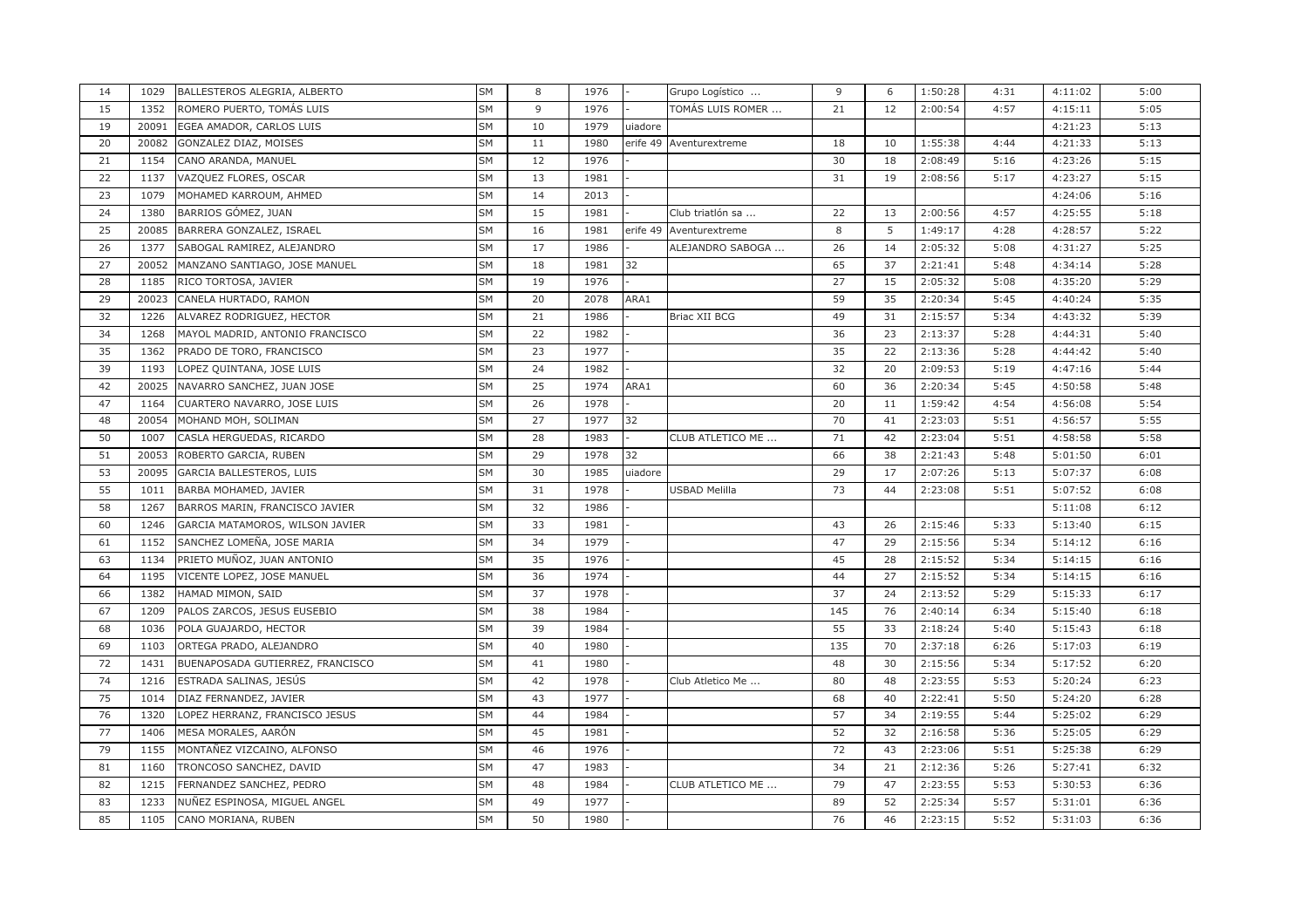| | | | | | | | | | | | | | |
|---|---|---|---|---|---|---|---|---|---|---|---|---|---|
| 14 | 1029 | BALLESTEROS ALEGRIA, ALBERTO | SM | 8 | 1976 | - | Grupo Logístico ... | 9 | 6 | 1:50:28 | 4:31 | 4:11:02 | 5:00 |
| 15 | 1352 | ROMERO PUERTO, TOMÁS LUIS | SM | 9 | 1976 | - | TOMÁS LUIS ROMER ... | 21 | 12 | 2:00:54 | 4:57 | 4:15:11 | 5:05 |
| 19 | 20091 | EGEA AMADOR, CARLOS LUIS | SM | 10 | 1979 | uiadore | | | | | | 4:21:23 | 5:13 |
| 20 | 20082 | GONZALEZ DIAZ, MOISES | SM | 11 | 1980 | erife 49 | Aventurextreme | 18 | 10 | 1:55:38 | 4:44 | 4:21:33 | 5:13 |
| 21 | 1154 | CANO ARANDA, MANUEL | SM | 12 | 1976 | - | | 30 | 18 | 2:08:49 | 5:16 | 4:23:26 | 5:15 |
| 22 | 1137 | VAZQUEZ FLORES, OSCAR | SM | 13 | 1981 | - | | 31 | 19 | 2:08:56 | 5:17 | 4:23:27 | 5:15 |
| 23 | 1079 | MOHAMED KARROUM, AHMED | SM | 14 | 2013 | - | | | | | | 4:24:06 | 5:16 |
| 24 | 1380 | BARRIOS GÓMEZ, JUAN | SM | 15 | 1981 | - | Club triatlón sa ... | 22 | 13 | 2:00:56 | 4:57 | 4:25:55 | 5:18 |
| 25 | 20085 | BARRERA GONZALEZ, ISRAEL | SM | 16 | 1981 | erife 49 | Aventurextreme | 8 | 5 | 1:49:17 | 4:28 | 4:28:57 | 5:22 |
| 26 | 1377 | SABOGAL RAMIREZ, ALEJANDRO | SM | 17 | 1986 | - | ALEJANDRO SABOGA ... | 26 | 14 | 2:05:32 | 5:08 | 4:31:27 | 5:25 |
| 27 | 20052 | MANZANO SANTIAGO, JOSE MANUEL | SM | 18 | 1981 | 32 | | 65 | 37 | 2:21:41 | 5:48 | 4:34:14 | 5:28 |
| 28 | 1185 | RICO TORTOSA, JAVIER | SM | 19 | 1976 | - | | 27 | 15 | 2:05:32 | 5:08 | 4:35:20 | 5:29 |
| 29 | 20023 | CANELA HURTADO, RAMON | SM | 20 | 2078 | ARA1 | | 59 | 35 | 2:20:34 | 5:45 | 4:40:24 | 5:35 |
| 32 | 1226 | ALVAREZ RODRIGUEZ, HECTOR | SM | 21 | 1986 | - | Briac XII BCG | 49 | 31 | 2:15:57 | 5:34 | 4:43:32 | 5:39 |
| 34 | 1268 | MAYOL MADRID, ANTONIO FRANCISCO | SM | 22 | 1982 | - | | 36 | 23 | 2:13:37 | 5:28 | 4:44:31 | 5:40 |
| 35 | 1362 | PRADO DE TORO, FRANCISCO | SM | 23 | 1977 | - | | 35 | 22 | 2:13:36 | 5:28 | 4:44:42 | 5:40 |
| 39 | 1193 | LOPEZ QUINTANA, JOSE LUIS | SM | 24 | 1982 | - | | 32 | 20 | 2:09:53 | 5:19 | 4:47:16 | 5:44 |
| 42 | 20025 | NAVARRO SANCHEZ, JUAN JOSE | SM | 25 | 1974 | ARA1 | | 60 | 36 | 2:20:34 | 5:45 | 4:50:58 | 5:48 |
| 47 | 1164 | CUARTERO NAVARRO, JOSE LUIS | SM | 26 | 1978 | - | | 20 | 11 | 1:59:42 | 4:54 | 4:56:08 | 5:54 |
| 48 | 20054 | MOHAND MOH, SOLIMAN | SM | 27 | 1977 | 32 | | 70 | 41 | 2:23:03 | 5:51 | 4:56:57 | 5:55 |
| 50 | 1007 | CASLA HERGUEDAS, RICARDO | SM | 28 | 1983 | - | CLUB ATLETICO ME ... | 71 | 42 | 2:23:04 | 5:51 | 4:58:58 | 5:58 |
| 51 | 20053 | ROBERTO GARCIA, RUBEN | SM | 29 | 1978 | 32 | | 66 | 38 | 2:21:43 | 5:48 | 5:01:50 | 6:01 |
| 53 | 20095 | GARCIA BALLESTEROS, LUIS | SM | 30 | 1985 | uiadore | | 29 | 17 | 2:07:26 | 5:13 | 5:07:37 | 6:08 |
| 55 | 1011 | BARBA MOHAMED, JAVIER | SM | 31 | 1978 | - | USBAD Melilla | 73 | 44 | 2:23:08 | 5:51 | 5:07:52 | 6:08 |
| 58 | 1267 | BARROS MARIN, FRANCISCO JAVIER | SM | 32 | 1986 | - | | | | | | 5:11:08 | 6:12 |
| 60 | 1246 | GARCIA MATAMOROS, WILSON JAVIER | SM | 33 | 1981 | - | | 43 | 26 | 2:15:46 | 5:33 | 5:13:40 | 6:15 |
| 61 | 1152 | SANCHEZ LOMEÑA, JOSE MARIA | SM | 34 | 1979 | - | | 47 | 29 | 2:15:56 | 5:34 | 5:14:12 | 6:16 |
| 63 | 1134 | PRIETO MUÑOZ, JUAN ANTONIO | SM | 35 | 1976 | - | | 45 | 28 | 2:15:52 | 5:34 | 5:14:15 | 6:16 |
| 64 | 1195 | VICENTE LOPEZ, JOSE MANUEL | SM | 36 | 1974 | - | | 44 | 27 | 2:15:52 | 5:34 | 5:14:15 | 6:16 |
| 66 | 1382 | HAMAD MIMON, SAID | SM | 37 | 1978 | - | | 37 | 24 | 2:13:52 | 5:29 | 5:15:33 | 6:17 |
| 67 | 1209 | PALOS ZARCOS, JESUS EUSEBIO | SM | 38 | 1984 | - | | 145 | 76 | 2:40:14 | 6:34 | 5:15:40 | 6:18 |
| 68 | 1036 | POLA GUAJARDO, HECTOR | SM | 39 | 1984 | - | | 55 | 33 | 2:18:24 | 5:40 | 5:15:43 | 6:18 |
| 69 | 1103 | ORTEGA PRADO, ALEJANDRO | SM | 40 | 1980 | - | | 135 | 70 | 2:37:18 | 6:26 | 5:17:03 | 6:19 |
| 72 | 1431 | BUENAPOSADA GUTIERREZ, FRANCISCO | SM | 41 | 1980 | - | | 48 | 30 | 2:15:56 | 5:34 | 5:17:52 | 6:20 |
| 74 | 1216 | ESTRADA SALINAS, JESÚS | SM | 42 | 1978 | - | Club Atletico Me ... | 80 | 48 | 2:23:55 | 5:53 | 5:20:24 | 6:23 |
| 75 | 1014 | DIAZ FERNANDEZ, JAVIER | SM | 43 | 1977 | - | | 68 | 40 | 2:22:41 | 5:50 | 5:24:20 | 6:28 |
| 76 | 1320 | LOPEZ HERRANZ, FRANCISCO JESUS | SM | 44 | 1984 | - | | 57 | 34 | 2:19:55 | 5:44 | 5:25:02 | 6:29 |
| 77 | 1406 | MESA MORALES, AARÓN | SM | 45 | 1981 | - | | 52 | 32 | 2:16:58 | 5:36 | 5:25:05 | 6:29 |
| 79 | 1155 | MONTAÑEZ VIZCAINO, ALFONSO | SM | 46 | 1976 | - | | 72 | 43 | 2:23:06 | 5:51 | 5:25:38 | 6:29 |
| 81 | 1160 | TRONCOSO SANCHEZ, DAVID | SM | 47 | 1983 | - | | 34 | 21 | 2:12:36 | 5:26 | 5:27:41 | 6:32 |
| 82 | 1215 | FERNANDEZ SANCHEZ, PEDRO | SM | 48 | 1984 | - | CLUB ATLETICO ME ... | 79 | 47 | 2:23:55 | 5:53 | 5:30:53 | 6:36 |
| 83 | 1233 | NUÑEZ ESPINOSA, MIGUEL ANGEL | SM | 49 | 1977 | - | | 89 | 52 | 2:25:34 | 5:57 | 5:31:01 | 6:36 |
| 85 | 1105 | CANO MORIANA, RUBEN | SM | 50 | 1980 | - | | 76 | 46 | 2:23:15 | 5:52 | 5:31:03 | 6:36 |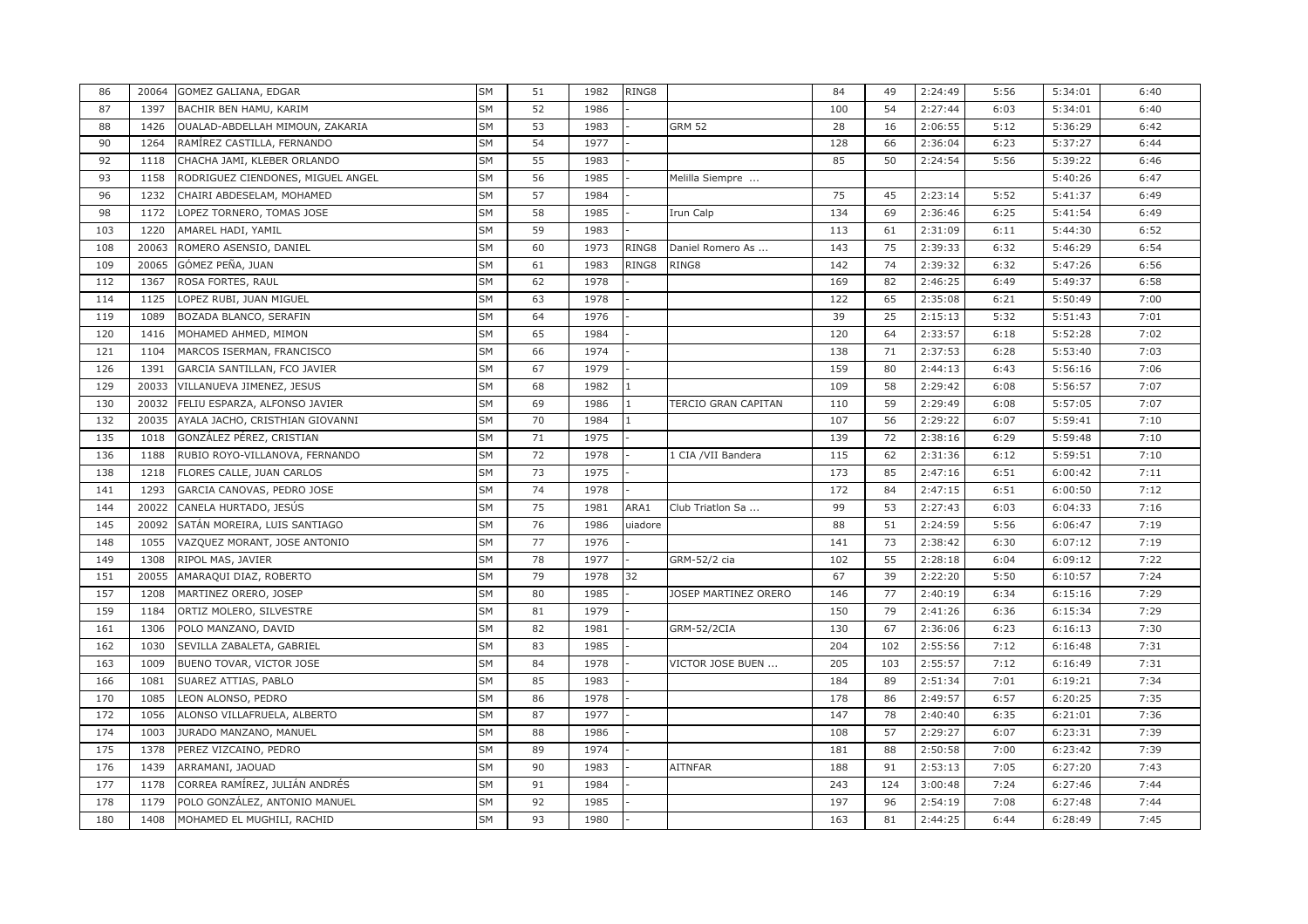| 86 | 20064 | GOMEZ GALIANA, EDGAR | SM | 51 | 1982 | RING8 | | 84 | 49 | 2:24:49 | 5:56 | 5:34:01 | 6:40 |
|---|---|---|---|---|---|---|---|---|---|---|---|---|---|
| 87 | 1397 | BACHIR BEN HAMU, KARIM | SM | 52 | 1986 | - | | 100 | 54 | 2:27:44 | 6:03 | 5:34:01 | 6:40 |
| 88 | 1426 | OUALAD-ABDELLAH MIMOUN, ZAKARIA | SM | 53 | 1983 | - | GRM 52 | 28 | 16 | 2:06:55 | 5:12 | 5:36:29 | 6:42 |
| 90 | 1264 | RAMÍREZ CASTILLA, FERNANDO | SM | 54 | 1977 | - | | 128 | 66 | 2:36:04 | 6:23 | 5:37:27 | 6:44 |
| 92 | 1118 | CHACHA JAMI, KLEBER ORLANDO | SM | 55 | 1983 | - | | 85 | 50 | 2:24:54 | 5:56 | 5:39:22 | 6:46 |
| 93 | 1158 | RODRIGUEZ CIENDONES, MIGUEL ANGEL | SM | 56 | 1985 | - | Melilla Siempre ... | | | | | 5:40:26 | 6:47 |
| 96 | 1232 | CHAIRI ABDESELAM, MOHAMED | SM | 57 | 1984 | - | | 75 | 45 | 2:23:14 | 5:52 | 5:41:37 | 6:49 |
| 98 | 1172 | LOPEZ TORNERO, TOMAS JOSE | SM | 58 | 1985 | - | Irun Calp | 134 | 69 | 2:36:46 | 6:25 | 5:41:54 | 6:49 |
| 103 | 1220 | AMAREL HADI, YAMIL | SM | 59 | 1983 | - | | 113 | 61 | 2:31:09 | 6:11 | 5:44:30 | 6:52 |
| 108 | 20063 | ROMERO ASENSIO, DANIEL | SM | 60 | 1973 | RING8 | Daniel Romero As ... | 143 | 75 | 2:39:33 | 6:32 | 5:46:29 | 6:54 |
| 109 | 20065 | GÓMEZ PEÑA, JUAN | SM | 61 | 1983 | RING8 | RING8 | 142 | 74 | 2:39:32 | 6:32 | 5:47:26 | 6:56 |
| 112 | 1367 | ROSA FORTES, RAUL | SM | 62 | 1978 | - | | 169 | 82 | 2:46:25 | 6:49 | 5:49:37 | 6:58 |
| 114 | 1125 | LOPEZ RUBI, JUAN MIGUEL | SM | 63 | 1978 | - | | 122 | 65 | 2:35:08 | 6:21 | 5:50:49 | 7:00 |
| 119 | 1089 | BOZADA BLANCO, SERAFIN | SM | 64 | 1976 | - | | 39 | 25 | 2:15:13 | 5:32 | 5:51:43 | 7:01 |
| 120 | 1416 | MOHAMED AHMED, MIMON | SM | 65 | 1984 | - | | 120 | 64 | 2:33:57 | 6:18 | 5:52:28 | 7:02 |
| 121 | 1104 | MARCOS ISERMAN, FRANCISCO | SM | 66 | 1974 | - | | 138 | 71 | 2:37:53 | 6:28 | 5:53:40 | 7:03 |
| 126 | 1391 | GARCIA SANTILLAN, FCO JAVIER | SM | 67 | 1979 | - | | 159 | 80 | 2:44:13 | 6:43 | 5:56:16 | 7:06 |
| 129 | 20033 | VILLANUEVA JIMENEZ, JESUS | SM | 68 | 1982 | 1 | | 109 | 58 | 2:29:42 | 6:08 | 5:56:57 | 7:07 |
| 130 | 20032 | FELIU ESPARZA, ALFONSO JAVIER | SM | 69 | 1986 | 1 | TERCIO GRAN CAPITAN | 110 | 59 | 2:29:49 | 6:08 | 5:57:05 | 7:07 |
| 132 | 20035 | AYALA JACHO, CRISTHIAN GIOVANNI | SM | 70 | 1984 | 1 | | 107 | 56 | 2:29:22 | 6:07 | 5:59:41 | 7:10 |
| 135 | 1018 | GONZÁLEZ PÉREZ, CRISTIAN | SM | 71 | 1975 | - | | 139 | 72 | 2:38:16 | 6:29 | 5:59:48 | 7:10 |
| 136 | 1188 | RUBIO ROYO-VILLANOVA, FERNANDO | SM | 72 | 1978 | - | 1 CIA /VII Bandera | 115 | 62 | 2:31:36 | 6:12 | 5:59:51 | 7:10 |
| 138 | 1218 | FLORES CALLE, JUAN CARLOS | SM | 73 | 1975 | - | | 173 | 85 | 2:47:16 | 6:51 | 6:00:42 | 7:11 |
| 141 | 1293 | GARCIA CANOVAS, PEDRO JOSE | SM | 74 | 1978 | - | | 172 | 84 | 2:47:15 | 6:51 | 6:00:50 | 7:12 |
| 144 | 20022 | CANELA HURTADO, JESÚS | SM | 75 | 1981 | ARA1 | Club Triatlon Sa ... | 99 | 53 | 2:27:43 | 6:03 | 6:04:33 | 7:16 |
| 145 | 20092 | SATÁN MOREIRA, LUIS SANTIAGO | SM | 76 | 1986 | uiadore | | 88 | 51 | 2:24:59 | 5:56 | 6:06:47 | 7:19 |
| 148 | 1055 | VAZQUEZ MORANT, JOSE ANTONIO | SM | 77 | 1976 | - | | 141 | 73 | 2:38:42 | 6:30 | 6:07:12 | 7:19 |
| 149 | 1308 | RIPOL MAS, JAVIER | SM | 78 | 1977 | - | GRM-52/2 cia | 102 | 55 | 2:28:18 | 6:04 | 6:09:12 | 7:22 |
| 151 | 20055 | AMARAQUI DIAZ, ROBERTO | SM | 79 | 1978 | 32 | | 67 | 39 | 2:22:20 | 5:50 | 6:10:57 | 7:24 |
| 157 | 1208 | MARTINEZ ORERO, JOSEP | SM | 80 | 1985 | - | JOSEP MARTINEZ ORERO | 146 | 77 | 2:40:19 | 6:34 | 6:15:16 | 7:29 |
| 159 | 1184 | ORTIZ MOLERO, SILVESTRE | SM | 81 | 1979 | - | | 150 | 79 | 2:41:26 | 6:36 | 6:15:34 | 7:29 |
| 161 | 1306 | POLO MANZANO, DAVID | SM | 82 | 1981 | - | GRM-52/2CIA | 130 | 67 | 2:36:06 | 6:23 | 6:16:13 | 7:30 |
| 162 | 1030 | SEVILLA ZABALETA, GABRIEL | SM | 83 | 1985 | - | | 204 | 102 | 2:55:56 | 7:12 | 6:16:48 | 7:31 |
| 163 | 1009 | BUENO TOVAR, VICTOR JOSE | SM | 84 | 1978 | - | VICTOR JOSE BUEN ... | 205 | 103 | 2:55:57 | 7:12 | 6:16:49 | 7:31 |
| 166 | 1081 | SUAREZ ATTIAS, PABLO | SM | 85 | 1983 | - | | 184 | 89 | 2:51:34 | 7:01 | 6:19:21 | 7:34 |
| 170 | 1085 | LEON ALONSO, PEDRO | SM | 86 | 1978 | - | | 178 | 86 | 2:49:57 | 6:57 | 6:20:25 | 7:35 |
| 172 | 1056 | ALONSO VILLAFRUELA, ALBERTO | SM | 87 | 1977 | - | | 147 | 78 | 2:40:40 | 6:35 | 6:21:01 | 7:36 |
| 174 | 1003 | JURADO MANZANO, MANUEL | SM | 88 | 1986 | - | | 108 | 57 | 2:29:27 | 6:07 | 6:23:31 | 7:39 |
| 175 | 1378 | PEREZ VIZCAINO, PEDRO | SM | 89 | 1974 | - | | 181 | 88 | 2:50:58 | 7:00 | 6:23:42 | 7:39 |
| 176 | 1439 | ARRAMANI, JAOUAD | SM | 90 | 1983 | - | AITNFAR | 188 | 91 | 2:53:13 | 7:05 | 6:27:20 | 7:43 |
| 177 | 1178 | CORREA RAMÍREZ, JULIÁN ANDRÉS | SM | 91 | 1984 | - | | 243 | 124 | 3:00:48 | 7:24 | 6:27:46 | 7:44 |
| 178 | 1179 | POLO GONZÁLEZ, ANTONIO MANUEL | SM | 92 | 1985 | - | | 197 | 96 | 2:54:19 | 7:08 | 6:27:48 | 7:44 |
| 180 | 1408 | MOHAMED EL MUGHILI, RACHID | SM | 93 | 1980 | - | | 163 | 81 | 2:44:25 | 6:44 | 6:28:49 | 7:45 |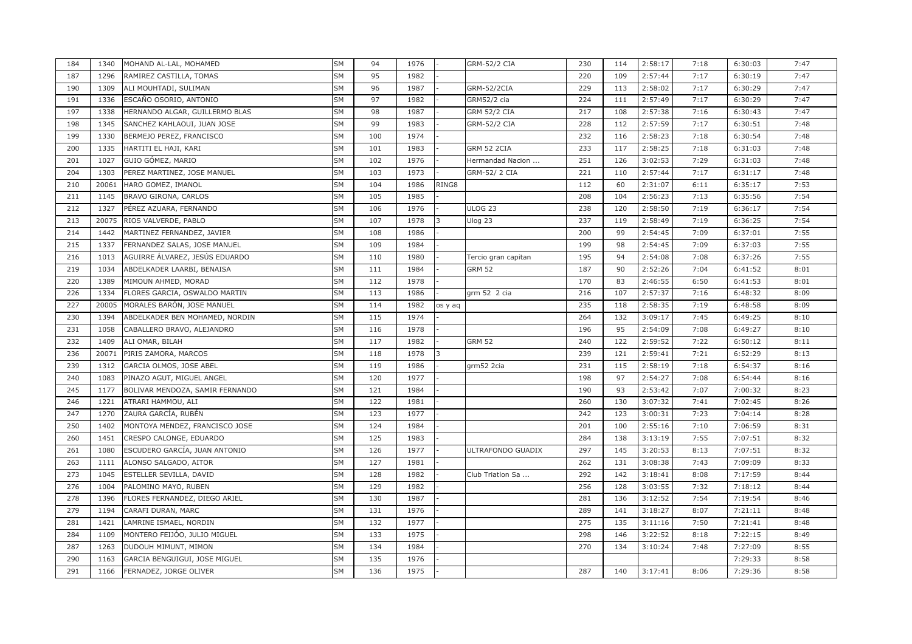| 184 | 1340 | MOHAND AL-LAL, MOHAMED | SM | 94 | 1976 | - | GRM-52/2 CIA | 230 | 114 | 2:58:17 | 7:18 | 6:30:03 | 7:47 |
|---|---|---|---|---|---|---|---|---|---|---|---|---|---|
| 187 | 1296 | RAMIREZ CASTILLA, TOMAS | SM | 95 | 1982 | - | | 220 | 109 | 2:57:44 | 7:17 | 6:30:19 | 7:47 |
| 190 | 1309 | ALI MOUHTADI, SULIMAN | SM | 96 | 1987 | - | GRM-52/2CIA | 229 | 113 | 2:58:02 | 7:17 | 6:30:29 | 7:47 |
| 191 | 1336 | ESCAÑO OSORIO, ANTONIO | SM | 97 | 1982 | - | GRM52/2 cia | 224 | 111 | 2:57:49 | 7:17 | 6:30:29 | 7:47 |
| 197 | 1338 | HERNANDO ALGAR, GUILLERMO BLAS | SM | 98 | 1987 | - | GRM 52/2 CIA | 217 | 108 | 2:57:38 | 7:16 | 6:30:43 | 7:47 |
| 198 | 1345 | SANCHEZ KAHLAOUI, JUAN JOSE | SM | 99 | 1983 | - | GRM-52/2 CIA | 228 | 112 | 2:57:59 | 7:17 | 6:30:51 | 7:48 |
| 199 | 1330 | BERMEJO PEREZ, FRANCISCO | SM | 100 | 1974 | - | | 232 | 116 | 2:58:23 | 7:18 | 6:30:54 | 7:48 |
| 200 | 1335 | HARTITI EL HAJI, KARI | SM | 101 | 1983 | - | GRM 52 2CIA | 233 | 117 | 2:58:25 | 7:18 | 6:31:03 | 7:48 |
| 201 | 1027 | GUIO GÓMEZ, MARIO | SM | 102 | 1976 | - | Hermandad Nacion ... | 251 | 126 | 3:02:53 | 7:29 | 6:31:03 | 7:48 |
| 204 | 1303 | PEREZ MARTINEZ, JOSE MANUEL | SM | 103 | 1973 | - | GRM-52/ 2 CIA | 221 | 110 | 2:57:44 | 7:17 | 6:31:17 | 7:48 |
| 210 | 20061 | HARO GOMEZ, IMANOL | SM | 104 | 1986 | RING8 | | 112 | 60 | 2:31:07 | 6:11 | 6:35:17 | 7:53 |
| 211 | 1145 | BRAVO GIRONA, CARLOS | SM | 105 | 1985 | - | | 208 | 104 | 2:56:23 | 7:13 | 6:35:56 | 7:54 |
| 212 | 1327 | PÉREZ AZUARA, FERNANDO | SM | 106 | 1976 | - | ULOG 23 | 238 | 120 | 2:58:50 | 7:19 | 6:36:17 | 7:54 |
| 213 | 20075 | RIOS VALVERDE, PABLO | SM | 107 | 1978 | 3 | Ulog 23 | 237 | 119 | 2:58:49 | 7:19 | 6:36:25 | 7:54 |
| 214 | 1442 | MARTINEZ FERNANDEZ, JAVIER | SM | 108 | 1986 | - | | 200 | 99 | 2:54:45 | 7:09 | 6:37:01 | 7:55 |
| 215 | 1337 | FERNANDEZ SALAS, JOSE MANUEL | SM | 109 | 1984 | - | | 199 | 98 | 2:54:45 | 7:09 | 6:37:03 | 7:55 |
| 216 | 1013 | AGUIRRE ÁLVAREZ, JESÚS EDUARDO | SM | 110 | 1980 | - | Tercio gran capitan | 195 | 94 | 2:54:08 | 7:08 | 6:37:26 | 7:55 |
| 219 | 1034 | ABDELKADER LAARBI, BENAISA | SM | 111 | 1984 | - | GRM 52 | 187 | 90 | 2:52:26 | 7:04 | 6:41:52 | 8:01 |
| 220 | 1389 | MIMOUN AHMED, MORAD | SM | 112 | 1978 | - | | 170 | 83 | 2:46:55 | 6:50 | 6:41:53 | 8:01 |
| 226 | 1334 | FLORES GARCIA, OSWALDO MARTIN | SM | 113 | 1986 | - | grm 52 2 cia | 216 | 107 | 2:57:37 | 7:16 | 6:48:32 | 8:09 |
| 227 | 20005 | MORALES BARÓN, JOSE MANUEL | SM | 114 | 1982 | os y aq | | 235 | 118 | 2:58:35 | 7:19 | 6:48:58 | 8:09 |
| 230 | 1394 | ABDELKADER BEN MOHAMED, NORDIN | SM | 115 | 1974 | - | | 264 | 132 | 3:09:17 | 7:45 | 6:49:25 | 8:10 |
| 231 | 1058 | CABALLERO BRAVO, ALEJANDRO | SM | 116 | 1978 | - | | 196 | 95 | 2:54:09 | 7:08 | 6:49:27 | 8:10 |
| 232 | 1409 | ALI OMAR, BILAH | SM | 117 | 1982 | - | GRM 52 | 240 | 122 | 2:59:52 | 7:22 | 6:50:12 | 8:11 |
| 236 | 20071 | PIRIS ZAMORA, MARCOS | SM | 118 | 1978 | 3 | | 239 | 121 | 2:59:41 | 7:21 | 6:52:29 | 8:13 |
| 239 | 1312 | GARCIA OLMOS, JOSE ABEL | SM | 119 | 1986 | - | grm52 2cia | 231 | 115 | 2:58:19 | 7:18 | 6:54:37 | 8:16 |
| 240 | 1083 | PINAZO AGUT, MIGUEL ANGEL | SM | 120 | 1977 | - | | 198 | 97 | 2:54:27 | 7:08 | 6:54:44 | 8:16 |
| 245 | 1177 | BOLIVAR MENDOZA, SAMIR FERNANDO | SM | 121 | 1984 | - | | 190 | 93 | 2:53:42 | 7:07 | 7:00:32 | 8:23 |
| 246 | 1221 | ATRARI HAMMOU, ALI | SM | 122 | 1981 | - | | 260 | 130 | 3:07:32 | 7:41 | 7:02:45 | 8:26 |
| 247 | 1270 | ZAURA GARCÍA, RUBÉN | SM | 123 | 1977 | - | | 242 | 123 | 3:00:31 | 7:23 | 7:04:14 | 8:28 |
| 250 | 1402 | MONTOYA MENDEZ, FRANCISCO JOSE | SM | 124 | 1984 | - | | 201 | 100 | 2:55:16 | 7:10 | 7:06:59 | 8:31 |
| 260 | 1451 | CRESPO CALONGE, EDUARDO | SM | 125 | 1983 | - | | 284 | 138 | 3:13:19 | 7:55 | 7:07:51 | 8:32 |
| 261 | 1080 | ESCUDERO GARCÍA, JUAN ANTONIO | SM | 126 | 1977 | - | ULTRAFONDO GUADIX | 297 | 145 | 3:20:53 | 8:13 | 7:07:51 | 8:32 |
| 263 | 1111 | ALONSO SALGADO, AITOR | SM | 127 | 1981 | - | | 262 | 131 | 3:08:38 | 7:43 | 7:09:09 | 8:33 |
| 273 | 1045 | ESTELLER SEVILLA, DAVID | SM | 128 | 1982 | - | Club Triatlon Sa ... | 292 | 142 | 3:18:41 | 8:08 | 7:17:59 | 8:44 |
| 276 | 1004 | PALOMINO MAYO, RUBEN | SM | 129 | 1982 | - | | 256 | 128 | 3:03:55 | 7:32 | 7:18:12 | 8:44 |
| 278 | 1396 | FLORES FERNANDEZ, DIEGO ARIEL | SM | 130 | 1987 | - | | 281 | 136 | 3:12:52 | 7:54 | 7:19:54 | 8:46 |
| 279 | 1194 | CARAFI DURAN, MARC | SM | 131 | 1976 | - | | 289 | 141 | 3:18:27 | 8:07 | 7:21:11 | 8:48 |
| 281 | 1421 | LAMRINE ISMAEL, NORDIN | SM | 132 | 1977 | - | | 275 | 135 | 3:11:16 | 7:50 | 7:21:41 | 8:48 |
| 284 | 1109 | MONTERO FEIJÓO, JULIO MIGUEL | SM | 133 | 1975 | - | | 298 | 146 | 3:22:52 | 8:18 | 7:22:15 | 8:49 |
| 287 | 1263 | DUDOUH MIMUNT, MIMON | SM | 134 | 1984 | - | | 270 | 134 | 3:10:24 | 7:48 | 7:27:09 | 8:55 |
| 290 | 1163 | GARCIA BENGUIGUI, JOSE MIGUEL | SM | 135 | 1976 | - | | | | | | 7:29:33 | 8:58 |
| 291 | 1166 | FERNADEZ, JORGE OLIVER | SM | 136 | 1975 | - | | 287 | 140 | 3:17:41 | 8:06 | 7:29:36 | 8:58 |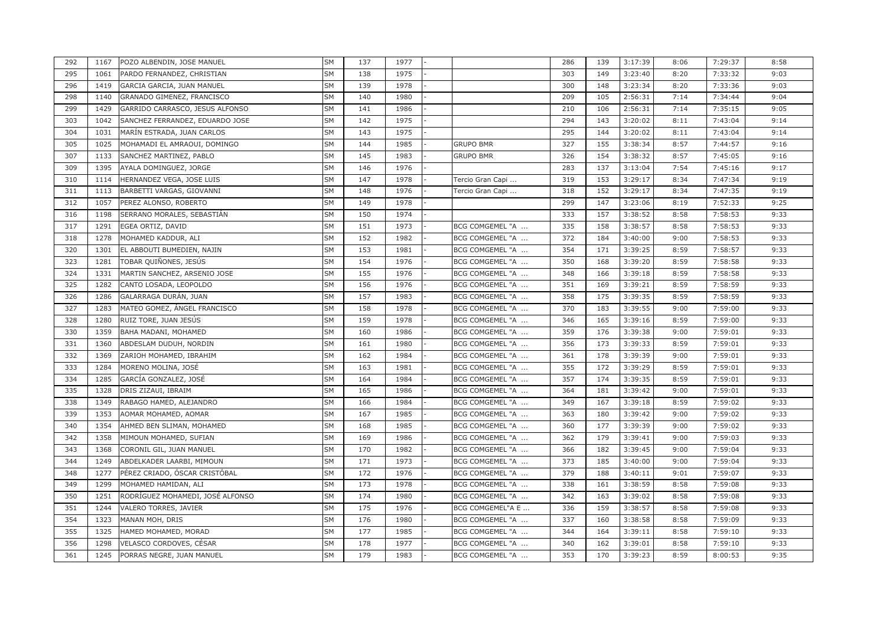| 292 | 1167 | POZO ALBENDIN, JOSE MANUEL | SM | 137 | 1977 | - | | 286 | 139 | 3:17:39 | 8:06 | 7:29:37 | 8:58 |
|---|---|---|---|---|---|---|---|---|---|---|---|---|---|
| 295 | 1061 | PARDO FERNANDEZ, CHRISTIAN | SM | 138 | 1975 | - | | 303 | 149 | 3:23:40 | 8:20 | 7:33:32 | 9:03 |
| 296 | 1419 | GARCIA GARCIA, JUAN MANUEL | SM | 139 | 1978 | - | | 300 | 148 | 3:23:34 | 8:20 | 7:33:36 | 9:03 |
| 298 | 1140 | GRANADO GIMENEZ, FRANCISCO | SM | 140 | 1980 | - | | 209 | 105 | 2:56:31 | 7:14 | 7:34:44 | 9:04 |
| 299 | 1429 | GARRIDO CARRASCO, JESUS ALFONSO | SM | 141 | 1986 | - | | 210 | 106 | 2:56:31 | 7:14 | 7:35:15 | 9:05 |
| 303 | 1042 | SANCHEZ FERRANDEZ, EDUARDO JOSE | SM | 142 | 1975 | - | | 294 | 143 | 3:20:02 | 8:11 | 7:43:04 | 9:14 |
| 304 | 1031 | MARÍN ESTRADA, JUAN CARLOS | SM | 143 | 1975 | - | | 295 | 144 | 3:20:02 | 8:11 | 7:43:04 | 9:14 |
| 305 | 1025 | MOHAMADI EL AMRAOUI, DOMINGO | SM | 144 | 1985 | - | GRUPO BMR | 327 | 155 | 3:38:34 | 8:57 | 7:44:57 | 9:16 |
| 307 | 1133 | SANCHEZ MARTINEZ, PABLO | SM | 145 | 1983 | - | GRUPO BMR | 326 | 154 | 3:38:32 | 8:57 | 7:45:05 | 9:16 |
| 309 | 1395 | AYALA DOMINGUEZ, JORGE | SM | 146 | 1976 | - | | 283 | 137 | 3:13:04 | 7:54 | 7:45:16 | 9:17 |
| 310 | 1114 | HERNANDEZ VEGA, JOSE LUIS | SM | 147 | 1978 | - | Tercio Gran Capi ... | 319 | 153 | 3:29:17 | 8:34 | 7:47:34 | 9:19 |
| 311 | 1113 | BARBETTI VARGAS, GIOVANNI | SM | 148 | 1976 | - | Tercio Gran Capi ... | 318 | 152 | 3:29:17 | 8:34 | 7:47:35 | 9:19 |
| 312 | 1057 | PEREZ ALONSO, ROBERTO | SM | 149 | 1978 | - | | 299 | 147 | 3:23:06 | 8:19 | 7:52:33 | 9:25 |
| 316 | 1198 | SERRANO MORALES, SEBASTIÁN | SM | 150 | 1974 | - | | 333 | 157 | 3:38:52 | 8:58 | 7:58:53 | 9:33 |
| 317 | 1291 | EGEA ORTIZ, DAVID | SM | 151 | 1973 | - | BCG COMGEMEL "A ... | 335 | 158 | 3:38:57 | 8:58 | 7:58:53 | 9:33 |
| 318 | 1278 | MOHAMED KADDUR, ALI | SM | 152 | 1982 | - | BCG COMGEMEL "A ... | 372 | 184 | 3:40:00 | 9:00 | 7:58:53 | 9:33 |
| 320 | 1301 | EL ABBOUTI BUMEDIEN, NAJIN | SM | 153 | 1981 | - | BCG COMGEMEL "A ... | 354 | 171 | 3:39:25 | 8:59 | 7:58:57 | 9:33 |
| 323 | 1281 | TOBAR QUIÑONES, JESÚS | SM | 154 | 1976 | - | BCG COMGEMEL "A ... | 350 | 168 | 3:39:20 | 8:59 | 7:58:58 | 9:33 |
| 324 | 1331 | MARTIN SANCHEZ, ARSENIO JOSE | SM | 155 | 1976 | - | BCG COMGEMEL "A ... | 348 | 166 | 3:39:18 | 8:59 | 7:58:58 | 9:33 |
| 325 | 1282 | CANTO LOSADA, LEOPOLDO | SM | 156 | 1976 | - | BCG COMGEMEL "A ... | 351 | 169 | 3:39:21 | 8:59 | 7:58:59 | 9:33 |
| 326 | 1286 | GALARRAGA DURÁN, JUAN | SM | 157 | 1983 | - | BCG COMGEMEL "A ... | 358 | 175 | 3:39:35 | 8:59 | 7:58:59 | 9:33 |
| 327 | 1283 | MATEO GOMEZ, ÁNGEL FRANCISCO | SM | 158 | 1978 | - | BCG COMGEMEL "A ... | 370 | 183 | 3:39:55 | 9:00 | 7:59:00 | 9:33 |
| 328 | 1280 | RUIZ TORE, JUAN JESÚS | SM | 159 | 1978 | - | BCG COMGEMEL "A ... | 346 | 165 | 3:39:16 | 8:59 | 7:59:00 | 9:33 |
| 330 | 1359 | BAHA MADANI, MOHAMED | SM | 160 | 1986 | - | BCG COMGEMEL "A ... | 359 | 176 | 3:39:38 | 9:00 | 7:59:01 | 9:33 |
| 331 | 1360 | ABDESLAM DUDUH, NORDIN | SM | 161 | 1980 | - | BCG COMGEMEL "A ... | 356 | 173 | 3:39:33 | 8:59 | 7:59:01 | 9:33 |
| 332 | 1369 | ZARIOH MOHAMED, IBRAHIM | SM | 162 | 1984 | - | BCG COMGEMEL "A ... | 361 | 178 | 3:39:39 | 9:00 | 7:59:01 | 9:33 |
| 333 | 1284 | MORENO MOLINA, JOSÉ | SM | 163 | 1981 | - | BCG COMGEMEL "A ... | 355 | 172 | 3:39:29 | 8:59 | 7:59:01 | 9:33 |
| 334 | 1285 | GARCÍA GONZALEZ, JOSÉ | SM | 164 | 1984 | - | BCG COMGEMEL "A ... | 357 | 174 | 3:39:35 | 8:59 | 7:59:01 | 9:33 |
| 335 | 1328 | DRIS ZIZAUI, IBRAIM | SM | 165 | 1986 | - | BCG COMGEMEL "A ... | 364 | 181 | 3:39:42 | 9:00 | 7:59:01 | 9:33 |
| 338 | 1349 | RABAGO HAMED, ALEJANDRO | SM | 166 | 1984 | - | BCG COMGEMEL "A ... | 349 | 167 | 3:39:18 | 8:59 | 7:59:02 | 9:33 |
| 339 | 1353 | AOMAR MOHAMED, AOMAR | SM | 167 | 1985 | - | BCG COMGEMEL "A ... | 363 | 180 | 3:39:42 | 9:00 | 7:59:02 | 9:33 |
| 340 | 1354 | AHMED BEN SLIMAN, MOHAMED | SM | 168 | 1985 | - | BCG COMGEMEL "A ... | 360 | 177 | 3:39:39 | 9:00 | 7:59:02 | 9:33 |
| 342 | 1358 | MIMOUN MOHAMED, SUFIAN | SM | 169 | 1986 | - | BCG COMGEMEL "A ... | 362 | 179 | 3:39:41 | 9:00 | 7:59:03 | 9:33 |
| 343 | 1368 | CORONIL GIL, JUAN MANUEL | SM | 170 | 1982 | - | BCG COMGEMEL "A ... | 366 | 182 | 3:39:45 | 9:00 | 7:59:04 | 9:33 |
| 344 | 1249 | ABDELKADER LAARBI, MIMOUN | SM | 171 | 1973 | - | BCG COMGEMEL "A ... | 373 | 185 | 3:40:00 | 9:00 | 7:59:04 | 9:33 |
| 348 | 1277 | PÉREZ CRIADO, ÓSCAR CRISTÓBAL | SM | 172 | 1976 | - | BCG COMGEMEL "A ... | 379 | 188 | 3:40:11 | 9:01 | 7:59:07 | 9:33 |
| 349 | 1299 | MOHAMED HAMIDAN, ALI | SM | 173 | 1978 | - | BCG COMGEMEL "A ... | 338 | 161 | 3:38:59 | 8:58 | 7:59:08 | 9:33 |
| 350 | 1251 | RODRÍGUEZ MOHAMEDI, JOSÉ ALFONSO | SM | 174 | 1980 | - | BCG COMGEMEL "A ... | 342 | 163 | 3:39:02 | 8:58 | 7:59:08 | 9:33 |
| 351 | 1244 | VALERO TORRES, JAVIER | SM | 175 | 1976 | - | BCG COMGEMEL"A E ... | 336 | 159 | 3:38:57 | 8:58 | 7:59:08 | 9:33 |
| 354 | 1323 | MANAN MOH, DRIS | SM | 176 | 1980 | - | BCG COMGEMEL "A ... | 337 | 160 | 3:38:58 | 8:58 | 7:59:09 | 9:33 |
| 355 | 1325 | HAMED MOHAMED, MORAD | SM | 177 | 1985 | - | BCG COMGEMEL "A ... | 344 | 164 | 3:39:11 | 8:58 | 7:59:10 | 9:33 |
| 356 | 1298 | VELASCO CORDOVES, CÉSAR | SM | 178 | 1977 | - | BCG COMGEMEL "A ... | 340 | 162 | 3:39:01 | 8:58 | 7:59:10 | 9:33 |
| 361 | 1245 | PORRAS NEGRE, JUAN MANUEL | SM | 179 | 1983 | - | BCG COMGEMEL "A ... | 353 | 170 | 3:39:23 | 8:59 | 8:00:53 | 9:35 |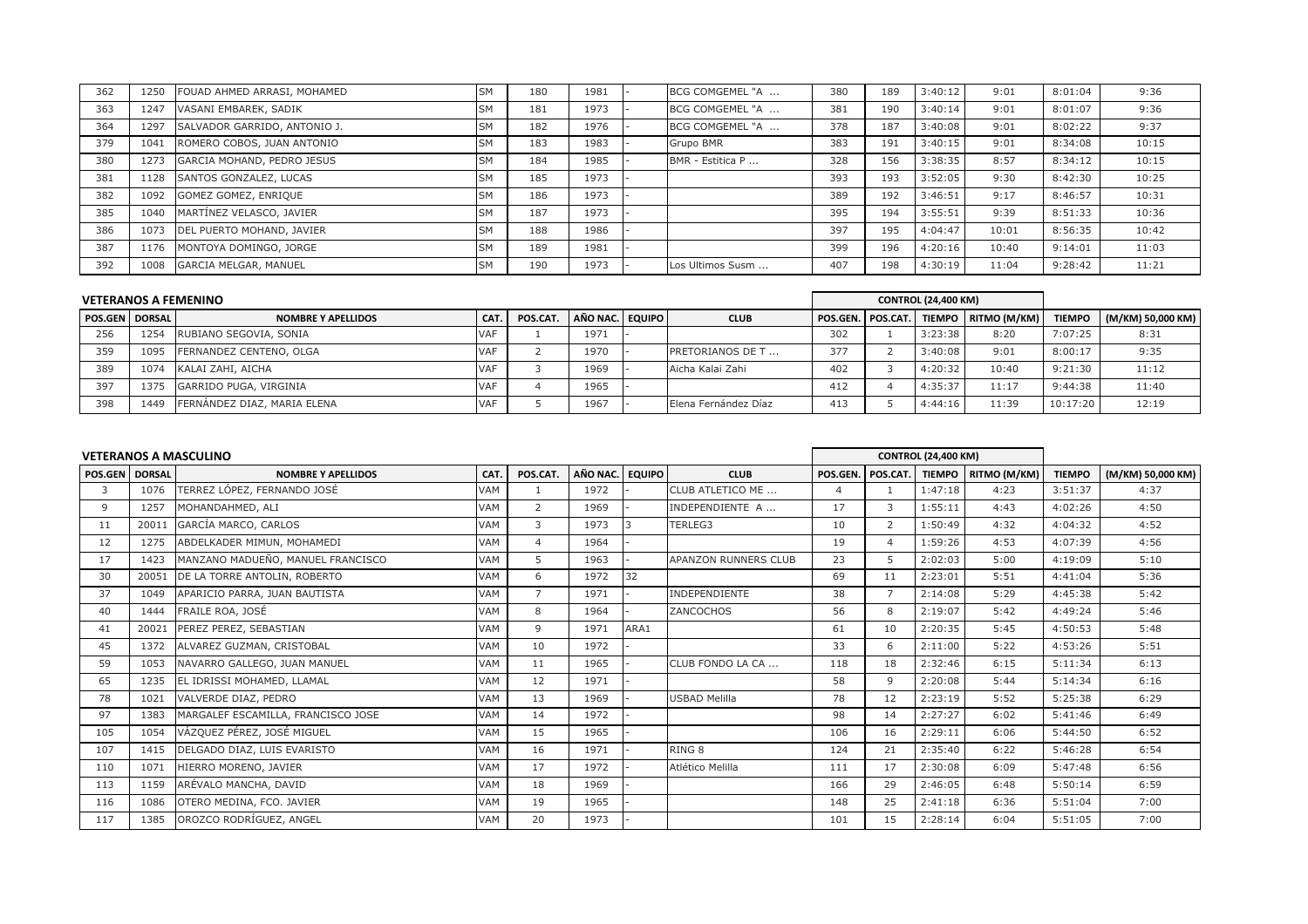| 362 | 1250 | FOUAD AHMED ARRASI, MOHAMED | SM | 180 | 1981 | - | BCG COMGEMEL "A ... | 380 | 189 | 3:40:12 | 9:01 | 8:01:04 | 9:36 |
|---|---|---|---|---|---|---|---|---|---|---|---|---|---|
| 363 | 1247 | VASANI EMBAREK, SADIK | SM | 181 | 1973 | - | BCG COMGEMEL "A ... | 381 | 190 | 3:40:14 | 9:01 | 8:01:07 | 9:36 |
| 364 | 1297 | SALVADOR GARRIDO, ANTONIO J. | SM | 182 | 1976 | - | BCG COMGEMEL "A ... | 378 | 187 | 3:40:08 | 9:01 | 8:02:22 | 9:37 |
| 379 | 1041 | ROMERO COBOS, JUAN ANTONIO | SM | 183 | 1983 | - | Grupo BMR | 383 | 191 | 3:40:15 | 9:01 | 8:34:08 | 10:15 |
| 380 | 1273 | GARCIA MOHAND, PEDRO JESUS | SM | 184 | 1985 | - | BMR - Estitica P ... | 328 | 156 | 3:38:35 | 8:57 | 8:34:12 | 10:15 |
| 381 | 1128 | SANTOS GONZALEZ, LUCAS | SM | 185 | 1973 | - | | 393 | 193 | 3:52:05 | 9:30 | 8:42:30 | 10:25 |
| 382 | 1092 | GOMEZ GOMEZ, ENRIQUE | SM | 186 | 1973 | - | | 389 | 192 | 3:46:51 | 9:17 | 8:46:57 | 10:31 |
| 385 | 1040 | MARTÍNEZ VELASCO, JAVIER | SM | 187 | 1973 | - | | 395 | 194 | 3:55:51 | 9:39 | 8:51:33 | 10:36 |
| 386 | 1073 | DEL PUERTO MOHAND, JAVIER | SM | 188 | 1986 | - | | 397 | 195 | 4:04:47 | 10:01 | 8:56:35 | 10:42 |
| 387 | 1176 | MONTOYA DOMINGO, JORGE | SM | 189 | 1981 | - | | 399 | 196 | 4:20:16 | 10:40 | 9:14:01 | 11:03 |
| 392 | 1008 | GARCIA MELGAR, MANUEL | SM | 190 | 1973 | - | Los Ultimos Susm ... | 407 | 198 | 4:30:19 | 11:04 | 9:28:42 | 11:21 |

## VETERANOS A FEMENINO

| | | | | | | | | CONTROL (24,400 KM) | | | | | |
|---|---|---|---|---|---|---|---|---|---|---|---|---|---|
| POS.GEN | DORSAL | NOMBRE Y APELLIDOS | CAT. | POS.CAT. | AÑO NAC. | EQUIPO | CLUB | POS.GEN. | POS.CAT. | TIEMPO | RITMO (M/KM) | TIEMPO | (M/KM) 50,000 KM) |
| 256 | 1254 | RUBIANO SEGOVIA, SONIA | VAF | 1 | 1971 | - | | 302 | 1 | 3:23:38 | 8:20 | 7:07:25 | 8:31 |
| 359 | 1095 | FERNANDEZ CENTENO, OLGA | VAF | 2 | 1970 | - | PRETORIANOS DE T ... | 377 | 2 | 3:40:08 | 9:01 | 8:00:17 | 9:35 |
| 389 | 1074 | KALAI ZAHI, AICHA | VAF | 3 | 1969 | - | Aicha Kalai Zahi | 402 | 3 | 4:20:32 | 10:40 | 9:21:30 | 11:12 |
| 397 | 1375 | GARRIDO PUGA, VIRGINIA | VAF | 4 | 1965 | - | | 412 | 4 | 4:35:37 | 11:17 | 9:44:38 | 11:40 |
| 398 | 1449 | FERNÁNDEZ DIAZ, MARIA ELENA | VAF | 5 | 1967 | - | Elena Fernández Díaz | 413 | 5 | 4:44:16 | 11:39 | 10:17:20 | 12:19 |

## VETERANOS A MASCULINO

| | | | | | | | | CONTROL (24,400 KM) | | | | | |
|---|---|---|---|---|---|---|---|---|---|---|---|---|---|
| POS.GEN | DORSAL | NOMBRE Y APELLIDOS | CAT. | POS.CAT. | AÑO NAC. | EQUIPO | CLUB | POS.GEN. | POS.CAT. | TIEMPO | RITMO (M/KM) | TIEMPO | (M/KM) 50,000 KM) |
| 3 | 1076 | TERREZ LÓPEZ, FERNANDO JOSÉ | VAM | 1 | 1972 | - | CLUB ATLETICO ME ... | 4 | 1 | 1:47:18 | 4:23 | 3:51:37 | 4:37 |
| 9 | 1257 | MOHANDAHMED, ALI | VAM | 2 | 1969 | - | INDEPENDIENTE A ... | 17 | 3 | 1:55:11 | 4:43 | 4:02:26 | 4:50 |
| 11 | 20011 | GARCÍA MARCO, CARLOS | VAM | 3 | 1973 | 3 | TERLEG3 | 10 | 2 | 1:50:49 | 4:32 | 4:04:32 | 4:52 |
| 12 | 1275 | ABDELKADER MIMUN, MOHAMEDI | VAM | 4 | 1964 | - | | 19 | 4 | 1:59:26 | 4:53 | 4:07:39 | 4:56 |
| 17 | 1423 | MANZANO MADUEÑO, MANUEL FRANCISCO | VAM | 5 | 1963 | - | APANZON RUNNERS CLUB | 23 | 5 | 2:02:03 | 5:00 | 4:19:09 | 5:10 |
| 30 | 20051 | DE LA TORRE ANTOLIN, ROBERTO | VAM | 6 | 1972 | 32 | | 69 | 11 | 2:23:01 | 5:51 | 4:41:04 | 5:36 |
| 37 | 1049 | APARICIO PARRA, JUAN BAUTISTA | VAM | 7 | 1971 | - | INDEPENDIENTE | 38 | 7 | 2:14:08 | 5:29 | 4:45:38 | 5:42 |
| 40 | 1444 | FRAILE ROA, JOSÉ | VAM | 8 | 1964 | - | ZANCOCHOS | 56 | 8 | 2:19:07 | 5:42 | 4:49:24 | 5:46 |
| 41 | 20021 | PEREZ PEREZ, SEBASTIAN | VAM | 9 | 1971 | ARA1 | | 61 | 10 | 2:20:35 | 5:45 | 4:50:53 | 5:48 |
| 45 | 1372 | ALVAREZ GUZMAN, CRISTOBAL | VAM | 10 | 1972 | - | | 33 | 6 | 2:11:00 | 5:22 | 4:53:26 | 5:51 |
| 59 | 1053 | NAVARRO GALLEGO, JUAN MANUEL | VAM | 11 | 1965 | - | CLUB FONDO LA CA ... | 118 | 18 | 2:32:46 | 6:15 | 5:11:34 | 6:13 |
| 65 | 1235 | EL IDRISSI MOHAMED, LLAMAL | VAM | 12 | 1971 | - | | 58 | 9 | 2:20:08 | 5:44 | 5:14:34 | 6:16 |
| 78 | 1021 | VALVERDE DIAZ, PEDRO | VAM | 13 | 1969 | - | USBAD Melilla | 78 | 12 | 2:23:19 | 5:52 | 5:25:38 | 6:29 |
| 97 | 1383 | MARGALEF ESCAMILLA, FRANCISCO JOSE | VAM | 14 | 1972 | - | | 98 | 14 | 2:27:27 | 6:02 | 5:41:46 | 6:49 |
| 105 | 1054 | VÁZQUEZ PÉREZ, JOSÉ MIGUEL | VAM | 15 | 1965 | - | | 106 | 16 | 2:29:11 | 6:06 | 5:44:50 | 6:52 |
| 107 | 1415 | DELGADO DIAZ, LUIS EVARISTO | VAM | 16 | 1971 | - | RING 8 | 124 | 21 | 2:35:40 | 6:22 | 5:46:28 | 6:54 |
| 110 | 1071 | HIERRO MORENO, JAVIER | VAM | 17 | 1972 | - | Atlético Melilla | 111 | 17 | 2:30:08 | 6:09 | 5:47:48 | 6:56 |
| 113 | 1159 | ARÉVALO MANCHA, DAVID | VAM | 18 | 1969 | - | | 166 | 29 | 2:46:05 | 6:48 | 5:50:14 | 6:59 |
| 116 | 1086 | OTERO MEDINA, FCO. JAVIER | VAM | 19 | 1965 | - | | 148 | 25 | 2:41:18 | 6:36 | 5:51:04 | 7:00 |
| 117 | 1385 | OROZCO RODRÍGUEZ, ANGEL | VAM | 20 | 1973 | - | | 101 | 15 | 2:28:14 | 6:04 | 5:51:05 | 7:00 |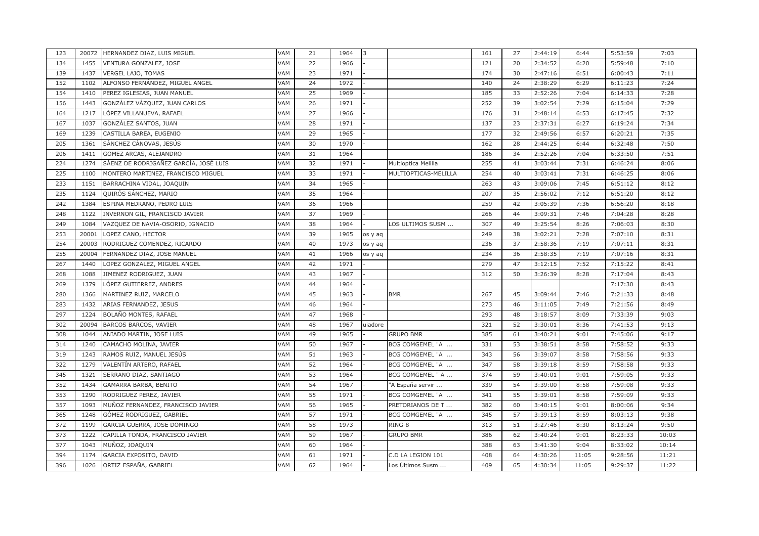| | | | | | | | | | | | | | |
|---|---|---|---|---|---|---|---|---|---|---|---|---|---|
| 123 | 20072 | HERNANDEZ DIAZ, LUIS MIGUEL | VAM | 21 | 1964 | 3 | | 161 | 27 | 2:44:19 | 6:44 | 5:53:59 | 7:03 |
| 134 | 1455 | VENTURA GONZALEZ, JOSE | VAM | 22 | 1966 | - | | 121 | 20 | 2:34:52 | 6:20 | 5:59:48 | 7:10 |
| 139 | 1437 | VERGEL LAJO, TOMAS | VAM | 23 | 1971 | - | | 174 | 30 | 2:47:16 | 6:51 | 6:00:43 | 7:11 |
| 152 | 1102 | ALFONSO FERNÁNDEZ, MIGUEL ANGEL | VAM | 24 | 1972 | - | | 140 | 24 | 2:38:29 | 6:29 | 6:11:23 | 7:24 |
| 154 | 1410 | PEREZ IGLESIAS, JUAN MANUEL | VAM | 25 | 1969 | - | | 185 | 33 | 2:52:26 | 7:04 | 6:14:33 | 7:28 |
| 156 | 1443 | GONZÁLEZ VÁZQUEZ, JUAN CARLOS | VAM | 26 | 1971 | - | | 252 | 39 | 3:02:54 | 7:29 | 6:15:04 | 7:29 |
| 164 | 1217 | LÓPEZ VILLANUEVA, RAFAEL | VAM | 27 | 1966 | - | | 176 | 31 | 2:48:14 | 6:53 | 6:17:45 | 7:32 |
| 167 | 1037 | GONZÁLEZ SANTOS, JUAN | VAM | 28 | 1971 | - | | 137 | 23 | 2:37:31 | 6:27 | 6:19:24 | 7:34 |
| 169 | 1239 | CASTILLA BAREA, EUGENIO | VAM | 29 | 1965 | - | | 177 | 32 | 2:49:56 | 6:57 | 6:20:21 | 7:35 |
| 205 | 1361 | SÁNCHEZ CÁNOVAS, JESÚS | VAM | 30 | 1970 | - | | 162 | 28 | 2:44:25 | 6:44 | 6:32:48 | 7:50 |
| 206 | 1411 | GOMEZ ARCAS, ALEJANDRO | VAM | 31 | 1964 | - | | 186 | 34 | 2:52:26 | 7:04 | 6:33:50 | 7:51 |
| 224 | 1274 | SÁENZ DE RODRIGAÑEZ GARCÍA, JOSÉ LUIS | VAM | 32 | 1971 | - | Multioptica Melilla | 255 | 41 | 3:03:44 | 7:31 | 6:46:24 | 8:06 |
| 225 | 1100 | MONTERO MARTINEZ, FRANCISCO MIGUEL | VAM | 33 | 1971 | - | MULTIOPTICAS-MELILLA | 254 | 40 | 3:03:41 | 7:31 | 6:46:25 | 8:06 |
| 233 | 1151 | BARRACHINA VIDAL, JOAQUIN | VAM | 34 | 1965 | - | | 263 | 43 | 3:09:06 | 7:45 | 6:51:12 | 8:12 |
| 235 | 1124 | QUIRÓS SÁNCHEZ, MARIO | VAM | 35 | 1964 | - | | 207 | 35 | 2:56:02 | 7:12 | 6:51:20 | 8:12 |
| 242 | 1384 | ESPINA MEDRANO, PEDRO LUIS | VAM | 36 | 1966 | - | | 259 | 42 | 3:05:39 | 7:36 | 6:56:20 | 8:18 |
| 248 | 1122 | INVERNON GIL, FRANCISCO JAVIER | VAM | 37 | 1969 | - | | 266 | 44 | 3:09:31 | 7:46 | 7:04:28 | 8:28 |
| 249 | 1084 | VAZQUEZ DE NAVIA-OSORIO, IGNACIO | VAM | 38 | 1964 | - | LOS ULTIMOS SUSM ... | 307 | 49 | 3:25:54 | 8:26 | 7:06:03 | 8:30 |
| 253 | 20001 | LOPEZ CANO, HECTOR | VAM | 39 | 1965 | os y aq | | 249 | 38 | 3:02:21 | 7:28 | 7:07:10 | 8:31 |
| 254 | 20003 | RODRIGUEZ COMENDEZ, RICARDO | VAM | 40 | 1973 | os y aq | | 236 | 37 | 2:58:36 | 7:19 | 7:07:11 | 8:31 |
| 255 | 20004 | FERNANDEZ DIAZ, JOSE MANUEL | VAM | 41 | 1966 | os y aq | | 234 | 36 | 2:58:35 | 7:19 | 7:07:16 | 8:31 |
| 267 | 1440 | LOPEZ GONZALEZ, MIGUEL ANGEL | VAM | 42 | 1971 | - | | 279 | 47 | 3:12:15 | 7:52 | 7:15:22 | 8:41 |
| 268 | 1088 | JIMENEZ RODRIGUEZ, JUAN | VAM | 43 | 1967 | - | | 312 | 50 | 3:26:39 | 8:28 | 7:17:04 | 8:43 |
| 269 | 1379 | LÓPEZ GUTIERREZ, ANDRES | VAM | 44 | 1964 | - | | | | | | 7:17:30 | 8:43 |
| 280 | 1366 | MARTINEZ RUIZ, MARCELO | VAM | 45 | 1963 | - | BMR | 267 | 45 | 3:09:44 | 7:46 | 7:21:33 | 8:48 |
| 283 | 1432 | ARIAS FERNANDEZ, JESUS | VAM | 46 | 1964 | - | | 273 | 46 | 3:11:05 | 7:49 | 7:21:56 | 8:49 |
| 297 | 1224 | BOLAÑO MONTES, RAFAEL | VAM | 47 | 1968 | - | | 293 | 48 | 3:18:57 | 8:09 | 7:33:39 | 9:03 |
| 302 | 20094 | BARCOS BARCOS, VAVIER | VAM | 48 | 1967 | uiadore | | 321 | 52 | 3:30:01 | 8:36 | 7:41:53 | 9:13 |
| 308 | 1044 | ANIADO MARTIN, JOSE LUIS | VAM | 49 | 1965 | - | GRUPO BMR | 385 | 61 | 3:40:21 | 9:01 | 7:45:06 | 9:17 |
| 314 | 1240 | CAMACHO MOLINA, JAVIER | VAM | 50 | 1967 | - | BCG COMGEMEL "A ... | 331 | 53 | 3:38:51 | 8:58 | 7:58:52 | 9:33 |
| 319 | 1243 | RAMOS RUIZ, MANUEL JESÚS | VAM | 51 | 1963 | - | BCG COMGEMEL "A ... | 343 | 56 | 3:39:07 | 8:58 | 7:58:56 | 9:33 |
| 322 | 1279 | VALENTÍN ARTERO, RAFAEL | VAM | 52 | 1964 | - | BCG COMGEMEL "A ... | 347 | 58 | 3:39:18 | 8:59 | 7:58:58 | 9:33 |
| 345 | 1321 | SERRANO DIAZ, SANTIAGO | VAM | 53 | 1964 | - | BCG COMGEMEL " A ... | 374 | 59 | 3:40:01 | 9:01 | 7:59:05 | 9:33 |
| 352 | 1434 | GAMARRA BARBA, BENITO | VAM | 54 | 1967 | - | "A España servir ... | 339 | 54 | 3:39:00 | 8:58 | 7:59:08 | 9:33 |
| 353 | 1290 | RODRIGUEZ PEREZ, JAVIER | VAM | 55 | 1971 | - | BCG COMGEMEL "A ... | 341 | 55 | 3:39:01 | 8:58 | 7:59:09 | 9:33 |
| 357 | 1093 | MUÑOZ FERNANDEZ, FRANCISCO JAVIER | VAM | 56 | 1965 | - | PRETORIANOS DE T ... | 382 | 60 | 3:40:15 | 9:01 | 8:00:06 | 9:34 |
| 365 | 1248 | GÓMEZ RODRIGUEZ, GABRIEL | VAM | 57 | 1971 | - | BCG COMGEMEL "A ... | 345 | 57 | 3:39:13 | 8:59 | 8:03:13 | 9:38 |
| 372 | 1199 | GARCIA GUERRA, JOSE DOMINGO | VAM | 58 | 1973 | - | RING-8 | 313 | 51 | 3:27:46 | 8:30 | 8:13:24 | 9:50 |
| 373 | 1222 | CAPILLA TONDA, FRANCISCO JAVIER | VAM | 59 | 1967 | - | GRUPO BMR | 386 | 62 | 3:40:24 | 9:01 | 8:23:33 | 10:03 |
| 377 | 1043 | MUÑOZ, JOAQUIN | VAM | 60 | 1964 | - | | 388 | 63 | 3:41:30 | 9:04 | 8:33:02 | 10:14 |
| 394 | 1174 | GARCIA EXPOSITO, DAVID | VAM | 61 | 1971 | - | C.D LA LEGION 101 | 408 | 64 | 4:30:26 | 11:05 | 9:28:56 | 11:21 |
| 396 | 1026 | ORTIZ ESPAÑA, GABRIEL | VAM | 62 | 1964 | - | Los Últimos Susm ... | 409 | 65 | 4:30:34 | 11:05 | 9:29:37 | 11:22 |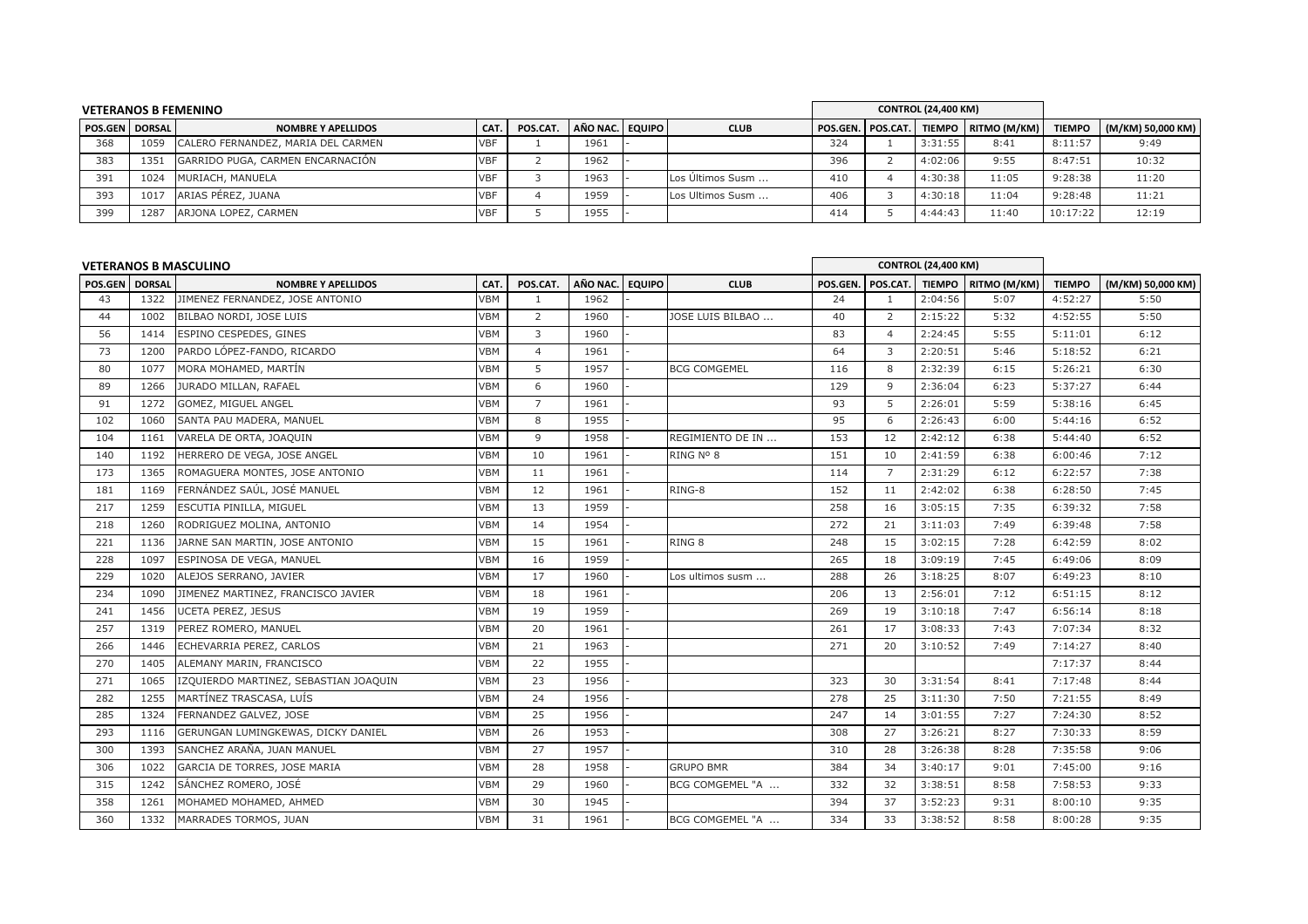## VETERANOS B FEMENINO

| POS.GEN | DORSAL | NOMBRE Y APELLIDOS | CAT. | POS.CAT. | AÑO NAC. | EQUIPO | CLUB | CONTROL (24,400 KM) POS.GEN. | POS.CAT. | TIEMPO | RITMO (M/KM) | TIEMPO | (M/KM) 50,000 KM) |
|---|---|---|---|---|---|---|---|---|---|---|---|---|---|
| 368 | 1059 | CALERO FERNANDEZ, MARIA DEL CARMEN | VBF | 1 | 1961 | - | | 324 | 1 | 3:31:55 | 8:41 | 8:11:57 | 9:49 |
| 383 | 1351 | GARRIDO PUGA, CARMEN ENCARNACIÓN | VBF | 2 | 1962 | - | | 396 | 2 | 4:02:06 | 9:55 | 8:47:51 | 10:32 |
| 391 | 1024 | MURIACH, MANUELA | VBF | 3 | 1963 | - | Los Últimos Susm ... | 410 | 4 | 4:30:38 | 11:05 | 9:28:38 | 11:20 |
| 393 | 1017 | ARIAS PÉREZ, JUANA | VBF | 4 | 1959 | - | Los Ultimos Susm ... | 406 | 3 | 4:30:18 | 11:04 | 9:28:48 | 11:21 |
| 399 | 1287 | ARJONA LOPEZ, CARMEN | VBF | 5 | 1955 | - | | 414 | 5 | 4:44:43 | 11:40 | 10:17:22 | 12:19 |

## VETERANOS B MASCULINO

| POS.GEN | DORSAL | NOMBRE Y APELLIDOS | CAT. | POS.CAT. | AÑO NAC. | EQUIPO | CLUB | CONTROL (24,400 KM) POS.GEN. | POS.CAT. | TIEMPO | RITMO (M/KM) | TIEMPO | (M/KM) 50,000 KM) |
|---|---|---|---|---|---|---|---|---|---|---|---|---|---|
| 43 | 1322 | JIMENEZ FERNANDEZ, JOSE ANTONIO | VBM | 1 | 1962 | - | | 24 | 1 | 2:04:56 | 5:07 | 4:52:27 | 5:50 |
| 44 | 1002 | BILBAO NORDI, JOSE LUIS | VBM | 2 | 1960 | - | JOSE LUIS BILBAO ... | 40 | 2 | 2:15:22 | 5:32 | 4:52:55 | 5:50 |
| 56 | 1414 | ESPINO CESPEDES, GINES | VBM | 3 | 1960 | - | | 83 | 4 | 2:24:45 | 5:55 | 5:11:01 | 6:12 |
| 73 | 1200 | PARDO LÓPEZ-FANDO, RICARDO | VBM | 4 | 1961 | - | | 64 | 3 | 2:20:51 | 5:46 | 5:18:52 | 6:21 |
| 80 | 1077 | MORA MOHAMED, MARTÍN | VBM | 5 | 1957 | - | BCG COMGEMEL | 116 | 8 | 2:32:39 | 6:15 | 5:26:21 | 6:30 |
| 89 | 1266 | JURADO MILLAN, RAFAEL | VBM | 6 | 1960 | - | | 129 | 9 | 2:36:04 | 6:23 | 5:37:27 | 6:44 |
| 91 | 1272 | GOMEZ, MIGUEL ANGEL | VBM | 7 | 1961 | - | | 93 | 5 | 2:26:01 | 5:59 | 5:38:16 | 6:45 |
| 102 | 1060 | SANTA PAU MADERA, MANUEL | VBM | 8 | 1955 | - | | 95 | 6 | 2:26:43 | 6:00 | 5:44:16 | 6:52 |
| 104 | 1161 | VARELA DE ORTA, JOAQUIN | VBM | 9 | 1958 | - | REGIMIENTO DE IN ... | 153 | 12 | 2:42:12 | 6:38 | 5:44:40 | 6:52 |
| 140 | 1192 | HERRERO DE VEGA, JOSE ANGEL | VBM | 10 | 1961 | - | RING Nº 8 | 151 | 10 | 2:41:59 | 6:38 | 6:00:46 | 7:12 |
| 173 | 1365 | ROMAGUERA MONTES, JOSE ANTONIO | VBM | 11 | 1961 | - | | 114 | 7 | 2:31:29 | 6:12 | 6:22:57 | 7:38 |
| 181 | 1169 | FERNÁNDEZ SAÚL, JOSÉ MANUEL | VBM | 12 | 1961 | - | RING-8 | 152 | 11 | 2:42:02 | 6:38 | 6:28:50 | 7:45 |
| 217 | 1259 | ESCUTIA PINILLA, MIGUEL | VBM | 13 | 1959 | - | | 258 | 16 | 3:05:15 | 7:35 | 6:39:32 | 7:58 |
| 218 | 1260 | RODRIGUEZ MOLINA, ANTONIO | VBM | 14 | 1954 | - | | 272 | 21 | 3:11:03 | 7:49 | 6:39:48 | 7:58 |
| 221 | 1136 | JARNE SAN MARTIN, JOSE ANTONIO | VBM | 15 | 1961 | - | RING 8 | 248 | 15 | 3:02:15 | 7:28 | 6:42:59 | 8:02 |
| 228 | 1097 | ESPINOSA DE VEGA, MANUEL | VBM | 16 | 1959 | - | | 265 | 18 | 3:09:19 | 7:45 | 6:49:06 | 8:09 |
| 229 | 1020 | ALEJOS SERRANO, JAVIER | VBM | 17 | 1960 | - | Los ultimos susm ... | 288 | 26 | 3:18:25 | 8:07 | 6:49:23 | 8:10 |
| 234 | 1090 | JIMENEZ MARTINEZ, FRANCISCO JAVIER | VBM | 18 | 1961 | - | | 206 | 13 | 2:56:01 | 7:12 | 6:51:15 | 8:12 |
| 241 | 1456 | UCETA PEREZ, JESUS | VBM | 19 | 1959 | - | | 269 | 19 | 3:10:18 | 7:47 | 6:56:14 | 8:18 |
| 257 | 1319 | PEREZ ROMERO, MANUEL | VBM | 20 | 1961 | - | | 261 | 17 | 3:08:33 | 7:43 | 7:07:34 | 8:32 |
| 266 | 1446 | ECHEVARRIA PEREZ, CARLOS | VBM | 21 | 1963 | - | | 271 | 20 | 3:10:52 | 7:49 | 7:14:27 | 8:40 |
| 270 | 1405 | ALEMANY MARIN, FRANCISCO | VBM | 22 | 1955 | - | | | | | | 7:17:37 | 8:44 |
| 271 | 1065 | IZQUIERDO MARTINEZ, SEBASTIAN JOAQUIN | VBM | 23 | 1956 | - | | 323 | 30 | 3:31:54 | 8:41 | 7:17:48 | 8:44 |
| 282 | 1255 | MARTÍNEZ TRASCASA, LUÍS | VBM | 24 | 1956 | - | | 278 | 25 | 3:11:30 | 7:50 | 7:21:55 | 8:49 |
| 285 | 1324 | FERNANDEZ GALVEZ, JOSE | VBM | 25 | 1956 | - | | 247 | 14 | 3:01:55 | 7:27 | 7:24:30 | 8:52 |
| 293 | 1116 | GERUNGAN LUMINGKEWAS, DICKY DANIEL | VBM | 26 | 1953 | - | | 308 | 27 | 3:26:21 | 8:27 | 7:30:33 | 8:59 |
| 300 | 1393 | SANCHEZ ARAÑA, JUAN MANUEL | VBM | 27 | 1957 | - | | 310 | 28 | 3:26:38 | 8:28 | 7:35:58 | 9:06 |
| 306 | 1022 | GARCIA DE TORRES, JOSE MARIA | VBM | 28 | 1958 | - | GRUPO BMR | 384 | 34 | 3:40:17 | 9:01 | 7:45:00 | 9:16 |
| 315 | 1242 | SÁNCHEZ ROMERO, JOSÉ | VBM | 29 | 1960 | - | BCG COMGEMEL "A ... | 332 | 32 | 3:38:51 | 8:58 | 7:58:53 | 9:33 |
| 358 | 1261 | MOHAMED MOHAMED, AHMED | VBM | 30 | 1945 | - | | 394 | 37 | 3:52:23 | 9:31 | 8:00:10 | 9:35 |
| 360 | 1332 | MARRADES TORMOS, JUAN | VBM | 31 | 1961 | - | BCG COMGEMEL "A ... | 334 | 33 | 3:38:52 | 8:58 | 8:00:28 | 9:35 |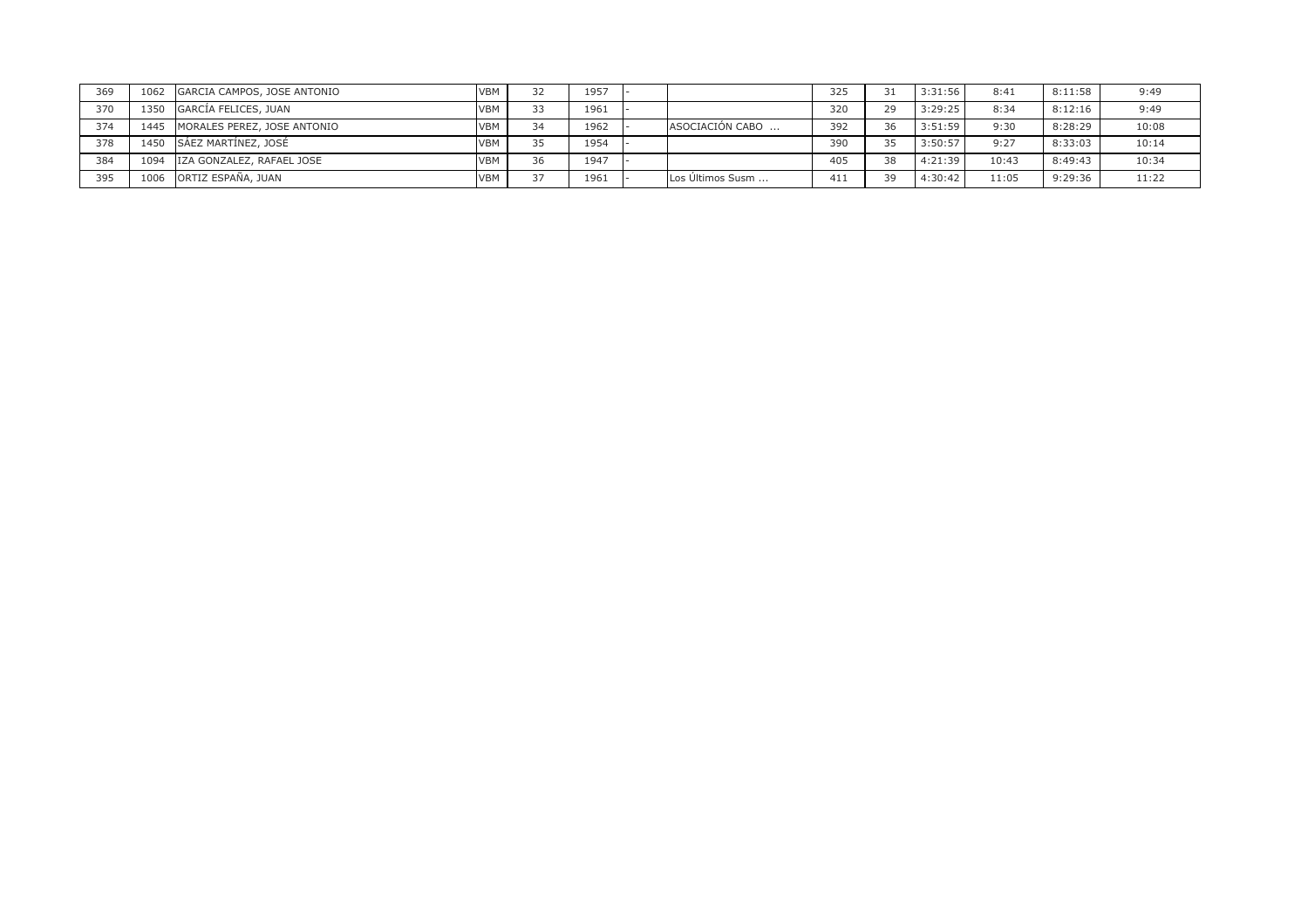| | | | | | | | | | | | | | |
|---|---|---|---|---|---|---|---|---|---|---|---|---|---|
| 369 | 1062 | GARCIA CAMPOS, JOSE ANTONIO | VBM | 32 | 1957 | - | | 325 | 31 | 3:31:56 | 8:41 | 8:11:58 | 9:49 |
| 370 | 1350 | GARCÍA FELICES, JUAN | VBM | 33 | 1961 | - | | 320 | 29 | 3:29:25 | 8:34 | 8:12:16 | 9:49 |
| 374 | 1445 | MORALES PEREZ, JOSE ANTONIO | VBM | 34 | 1962 | - | ASOCIACIÓN CABO ... | 392 | 36 | 3:51:59 | 9:30 | 8:28:29 | 10:08 |
| 378 | 1450 | SÁEZ MARTÍNEZ, JOSÉ | VBM | 35 | 1954 | - | | 390 | 35 | 3:50:57 | 9:27 | 8:33:03 | 10:14 |
| 384 | 1094 | IZA GONZALEZ, RAFAEL JOSE | VBM | 36 | 1947 | - | | 405 | 38 | 4:21:39 | 10:43 | 8:49:43 | 10:34 |
| 395 | 1006 | ORTIZ ESPAÑA, JUAN | VBM | 37 | 1961 | - | Los Últimos Susm ... | 411 | 39 | 4:30:42 | 11:05 | 9:29:36 | 11:22 |